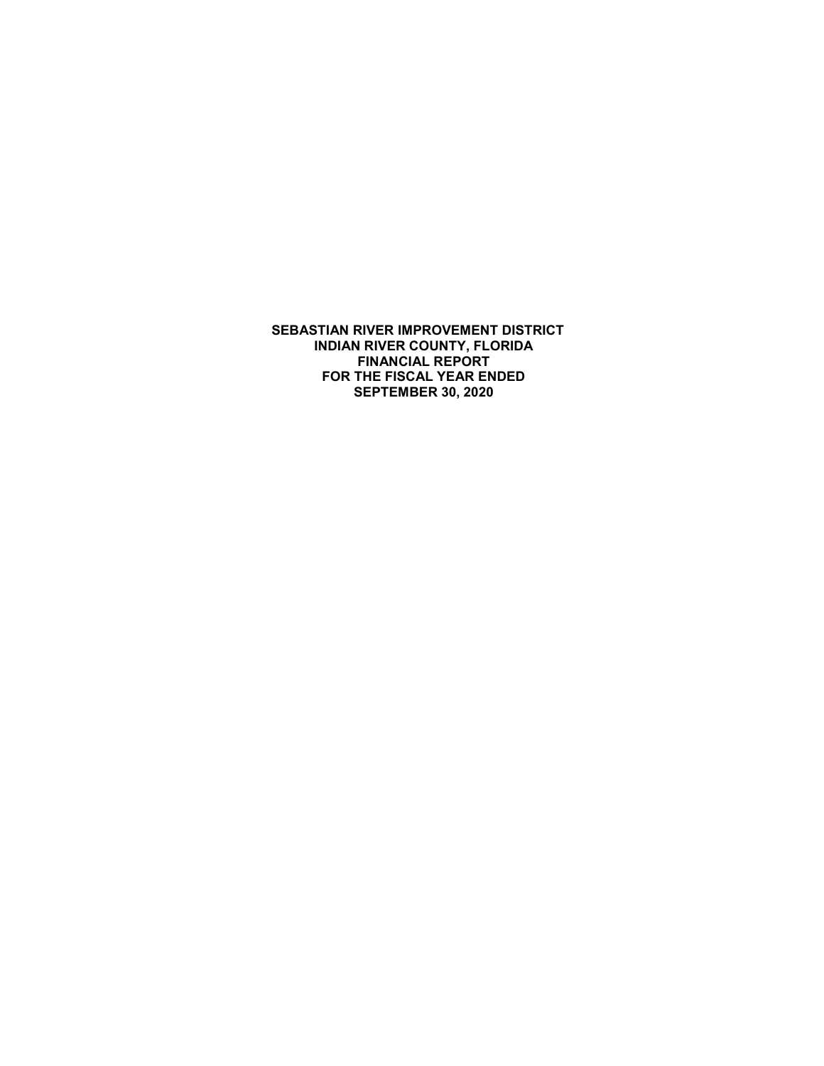# SEBASTIAN RIVER IMPROVEMENT DISTRICT
## INDIAN RIVER COUNTY, FLORIDA
## FINANCIAL REPORT
## FOR THE FISCAL YEAR ENDED
## SEPTEMBER 30, 2020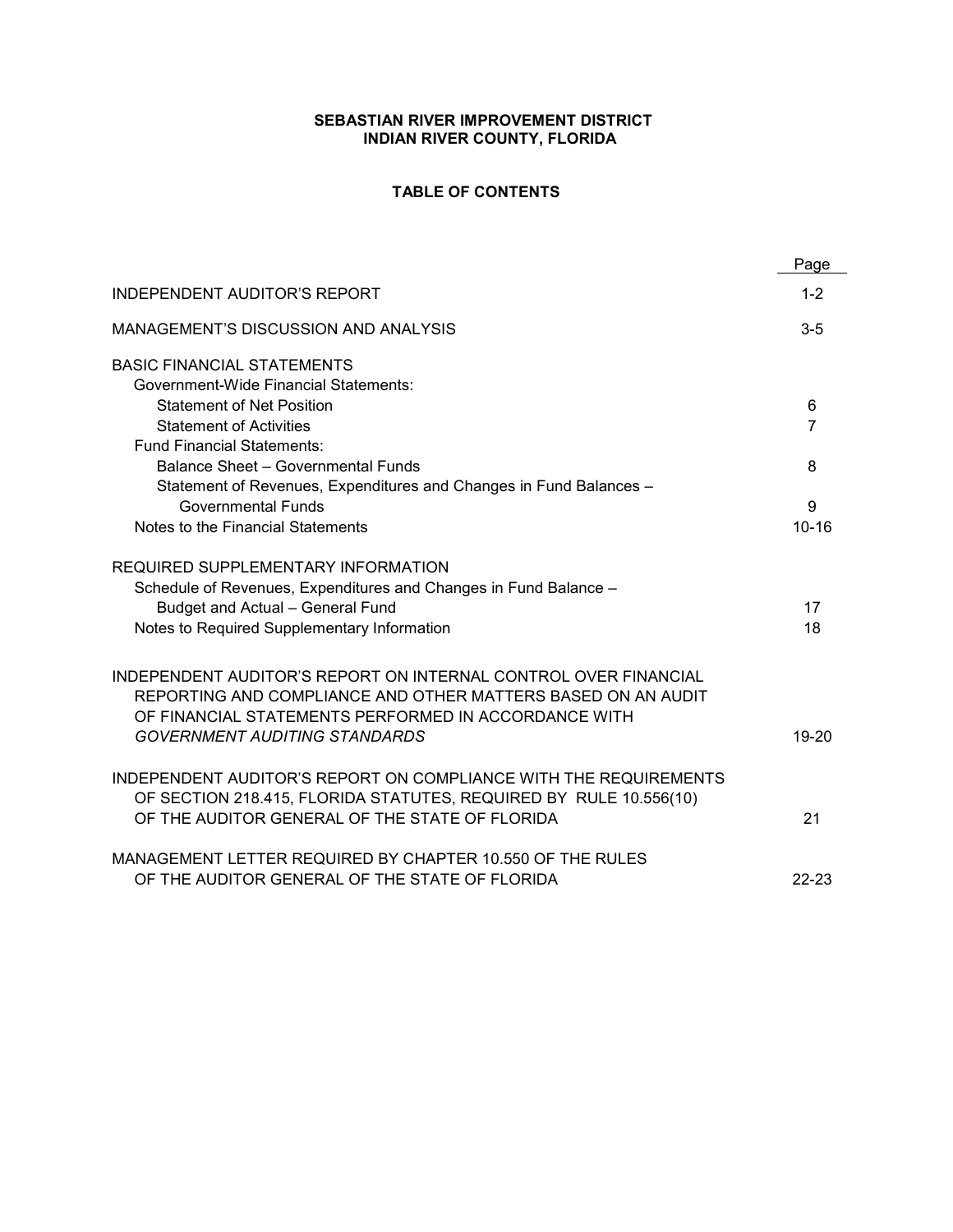**SEBASTIAN RIVER IMPROVEMENT DISTRICT**
**INDIAN RIVER COUNTY, FLORIDA**

**TABLE OF CONTENTS**

| | Page |
|---|---|
| INDEPENDENT AUDITOR'S REPORT | 1-2 |
| MANAGEMENT'S DISCUSSION AND ANALYSIS | 3-5 |
| BASIC FINANCIAL STATEMENTS | |
| Government-Wide Financial Statements: | |
| Statement of Net Position | 6 |
| Statement of Activities | 7 |
| Fund Financial Statements: | |
| Balance Sheet – Governmental Funds | 8 |
| Statement of Revenues, Expenditures and Changes in Fund Balances – Governmental Funds | 9 |
| Notes to the Financial Statements | 10-16 |
| REQUIRED SUPPLEMENTARY INFORMATION | |
| Schedule of Revenues, Expenditures and Changes in Fund Balance – Budget and Actual – General Fund | 17 |
| Notes to Required Supplementary Information | 18 |
| INDEPENDENT AUDITOR'S REPORT ON INTERNAL CONTROL OVER FINANCIAL REPORTING AND COMPLIANCE AND OTHER MATTERS BASED ON AN AUDIT OF FINANCIAL STATEMENTS PERFORMED IN ACCORDANCE WITH *GOVERNMENT AUDITING STANDARDS* | 19-20 |
| INDEPENDENT AUDITOR'S REPORT ON COMPLIANCE WITH THE REQUIREMENTS OF SECTION 218.415, FLORIDA STATUTES, REQUIRED BY RULE 10.556(10) OF THE AUDITOR GENERAL OF THE STATE OF FLORIDA | 21 |
| MANAGEMENT LETTER REQUIRED BY CHAPTER 10.550 OF THE RULES OF THE AUDITOR GENERAL OF THE STATE OF FLORIDA | 22-23 |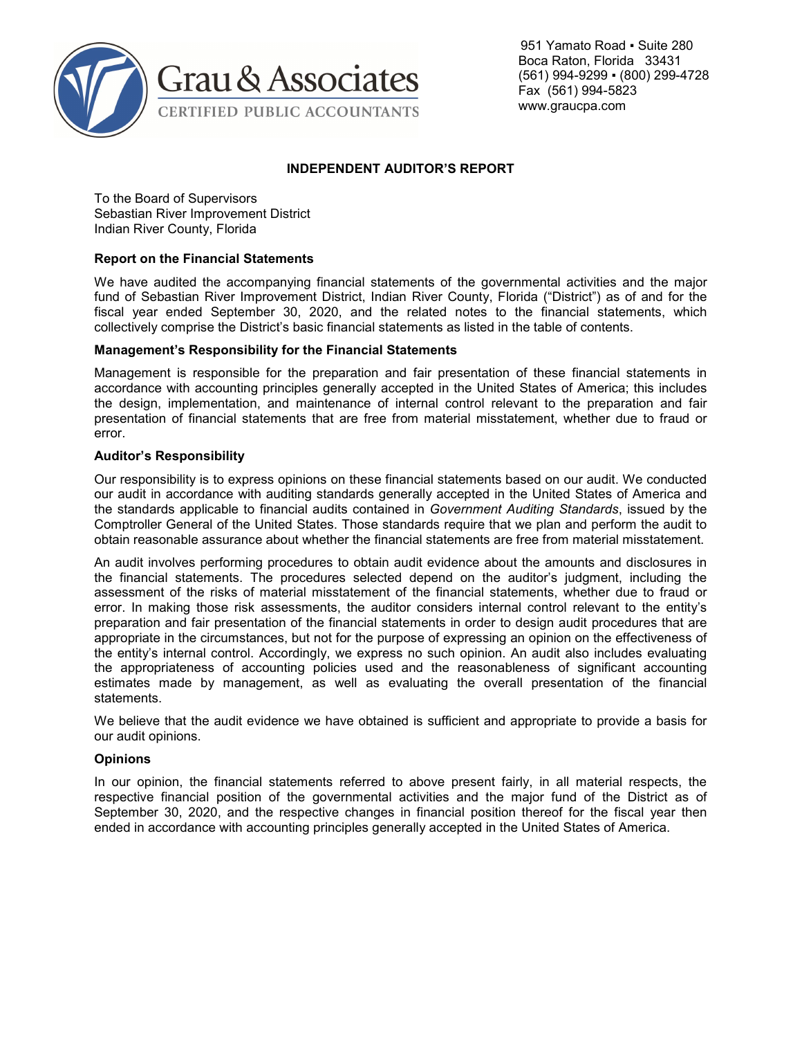Grau & Associates

CERTIFIED PUBLIC ACCOUNTANTS

951 Yamato Road ▪ Suite 280
Boca Raton, Florida 33431
(561) 994-9299 ▪ (800) 299-4728
Fax (561) 994-5823
www.graucpa.com

## INDEPENDENT AUDITOR'S REPORT

To the Board of Supervisors
Sebastian River Improvement District
Indian River County, Florida

### Report on the Financial Statements

We have audited the accompanying financial statements of the governmental activities and the major fund of Sebastian River Improvement District, Indian River County, Florida ("District") as of and for the fiscal year ended September 30, 2020, and the related notes to the financial statements, which collectively comprise the District's basic financial statements as listed in the table of contents.

### Management's Responsibility for the Financial Statements

Management is responsible for the preparation and fair presentation of these financial statements in accordance with accounting principles generally accepted in the United States of America; this includes the design, implementation, and maintenance of internal control relevant to the preparation and fair presentation of financial statements that are free from material misstatement, whether due to fraud or error.

### Auditor's Responsibility

Our responsibility is to express opinions on these financial statements based on our audit. We conducted our audit in accordance with auditing standards generally accepted in the United States of America and the standards applicable to financial audits contained in *Government Auditing Standards*, issued by the Comptroller General of the United States. Those standards require that we plan and perform the audit to obtain reasonable assurance about whether the financial statements are free from material misstatement.

An audit involves performing procedures to obtain audit evidence about the amounts and disclosures in the financial statements. The procedures selected depend on the auditor's judgment, including the assessment of the risks of material misstatement of the financial statements, whether due to fraud or error. In making those risk assessments, the auditor considers internal control relevant to the entity's preparation and fair presentation of the financial statements in order to design audit procedures that are appropriate in the circumstances, but not for the purpose of expressing an opinion on the effectiveness of the entity's internal control. Accordingly, we express no such opinion. An audit also includes evaluating the appropriateness of accounting policies used and the reasonableness of significant accounting estimates made by management, as well as evaluating the overall presentation of the financial statements.

We believe that the audit evidence we have obtained is sufficient and appropriate to provide a basis for our audit opinions.

### Opinions

In our opinion, the financial statements referred to above present fairly, in all material respects, the respective financial position of the governmental activities and the major fund of the District as of September 30, 2020, and the respective changes in financial position thereof for the fiscal year then ended in accordance with accounting principles generally accepted in the United States of America.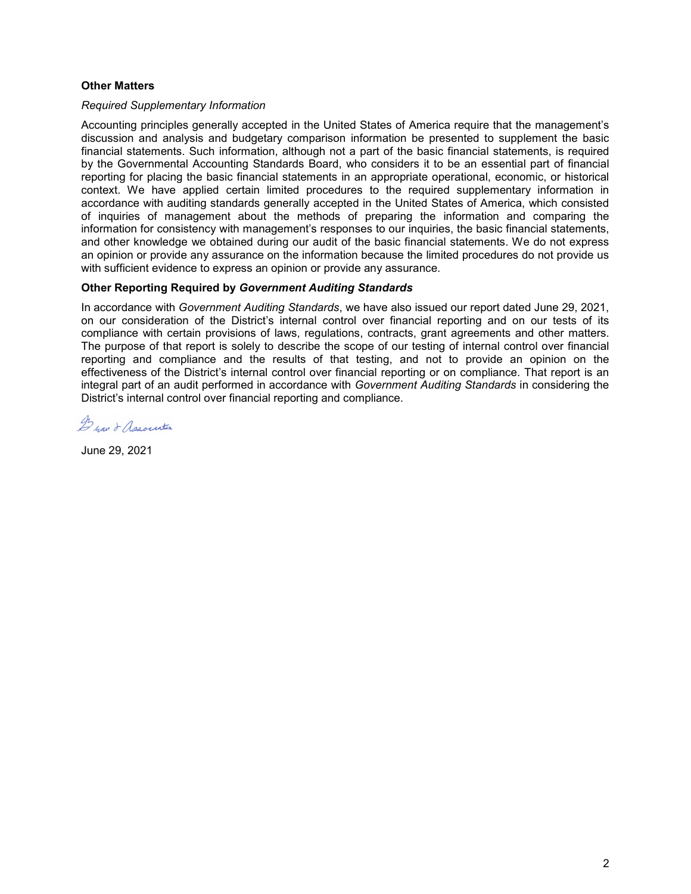**Other Matters**

*Required Supplementary Information*

Accounting principles generally accepted in the United States of America require that the management's discussion and analysis and budgetary comparison information be presented to supplement the basic financial statements. Such information, although not a part of the basic financial statements, is required by the Governmental Accounting Standards Board, who considers it to be an essential part of financial reporting for placing the basic financial statements in an appropriate operational, economic, or historical context. We have applied certain limited procedures to the required supplementary information in accordance with auditing standards generally accepted in the United States of America, which consisted of inquiries of management about the methods of preparing the information and comparing the information for consistency with management's responses to our inquiries, the basic financial statements, and other knowledge we obtained during our audit of the basic financial statements. We do not express an opinion or provide any assurance on the information because the limited procedures do not provide us with sufficient evidence to express an opinion or provide any assurance.

**Other Reporting Required by *Government Auditing Standards***

In accordance with *Government Auditing Standards*, we have also issued our report dated June 29, 2021, on our consideration of the District's internal control over financial reporting and on our tests of its compliance with certain provisions of laws, regulations, contracts, grant agreements and other matters. The purpose of that report is solely to describe the scope of our testing of internal control over financial reporting and compliance and the results of that testing, and not to provide an opinion on the effectiveness of the District's internal control over financial reporting or on compliance. That report is an integral part of an audit performed in accordance with *Government Auditing Standards* in considering the District's internal control over financial reporting and compliance.

Braun & Associates

June 29, 2021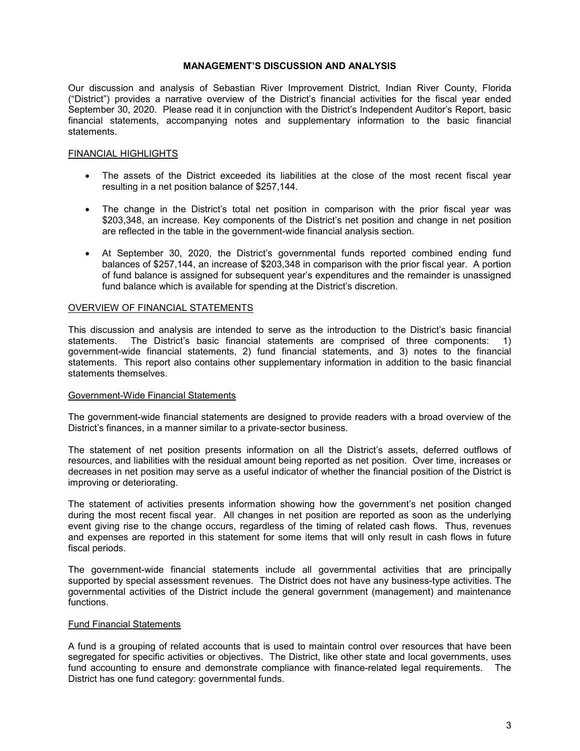# MANAGEMENT'S DISCUSSION AND ANALYSIS

Our discussion and analysis of Sebastian River Improvement District, Indian River County, Florida ("District") provides a narrative overview of the District's financial activities for the fiscal year ended September 30, 2020. Please read it in conjunction with the District's Independent Auditor's Report, basic financial statements, accompanying notes and supplementary information to the basic financial statements.

## FINANCIAL HIGHLIGHTS

- The assets of the District exceeded its liabilities at the close of the most recent fiscal year resulting in a net position balance of $257,144.
- The change in the District's total net position in comparison with the prior fiscal year was $203,348, an increase. Key components of the District's net position and change in net position are reflected in the table in the government-wide financial analysis section.
- At September 30, 2020, the District's governmental funds reported combined ending fund balances of $257,144, an increase of $203,348 in comparison with the prior fiscal year. A portion of fund balance is assigned for subsequent year's expenditures and the remainder is unassigned fund balance which is available for spending at the District's discretion.

## OVERVIEW OF FINANCIAL STATEMENTS

This discussion and analysis are intended to serve as the introduction to the District's basic financial statements. The District's basic financial statements are comprised of three components: 1) government-wide financial statements, 2) fund financial statements, and 3) notes to the financial statements. This report also contains other supplementary information in addition to the basic financial statements themselves.

### Government-Wide Financial Statements

The government-wide financial statements are designed to provide readers with a broad overview of the District's finances, in a manner similar to a private-sector business.

The statement of net position presents information on all the District's assets, deferred outflows of resources, and liabilities with the residual amount being reported as net position. Over time, increases or decreases in net position may serve as a useful indicator of whether the financial position of the District is improving or deteriorating.

The statement of activities presents information showing how the government's net position changed during the most recent fiscal year. All changes in net position are reported as soon as the underlying event giving rise to the change occurs, regardless of the timing of related cash flows. Thus, revenues and expenses are reported in this statement for some items that will only result in cash flows in future fiscal periods.

The government-wide financial statements include all governmental activities that are principally supported by special assessment revenues. The District does not have any business-type activities. The governmental activities of the District include the general government (management) and maintenance functions.

### Fund Financial Statements

A fund is a grouping of related accounts that is used to maintain control over resources that have been segregated for specific activities or objectives. The District, like other state and local governments, uses fund accounting to ensure and demonstrate compliance with finance-related legal requirements. The District has one fund category: governmental funds.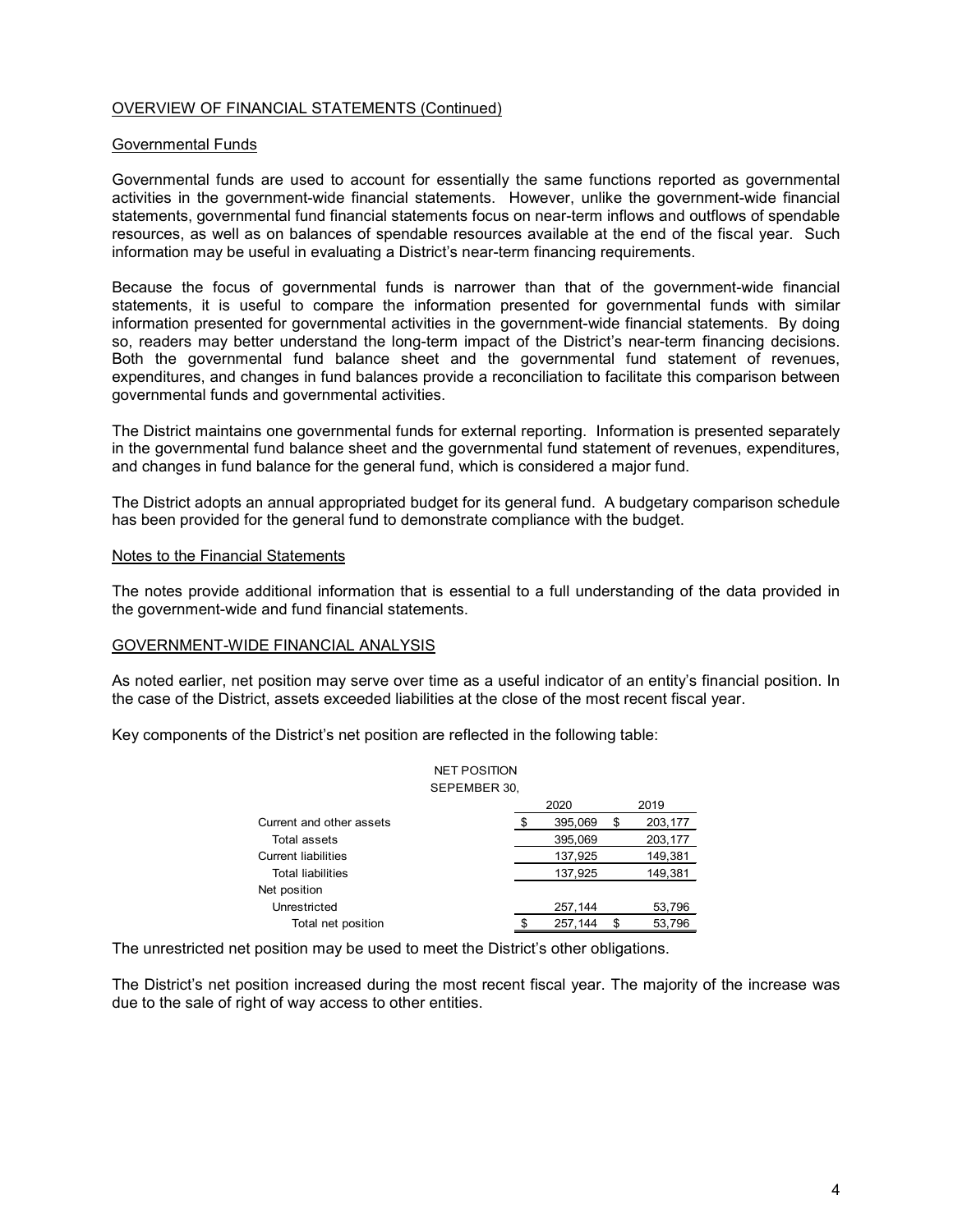OVERVIEW OF FINANCIAL STATEMENTS (Continued)

Governmental Funds

Governmental funds are used to account for essentially the same functions reported as governmental activities in the government-wide financial statements. However, unlike the government-wide financial statements, governmental fund financial statements focus on near-term inflows and outflows of spendable resources, as well as on balances of spendable resources available at the end of the fiscal year. Such information may be useful in evaluating a District's near-term financing requirements.

Because the focus of governmental funds is narrower than that of the government-wide financial statements, it is useful to compare the information presented for governmental funds with similar information presented for governmental activities in the government-wide financial statements. By doing so, readers may better understand the long-term impact of the District's near-term financing decisions. Both the governmental fund balance sheet and the governmental fund statement of revenues, expenditures, and changes in fund balances provide a reconciliation to facilitate this comparison between governmental funds and governmental activities.

The District maintains one governmental funds for external reporting. Information is presented separately in the governmental fund balance sheet and the governmental fund statement of revenues, expenditures, and changes in fund balance for the general fund, which is considered a major fund.

The District adopts an annual appropriated budget for its general fund. A budgetary comparison schedule has been provided for the general fund to demonstrate compliance with the budget.

Notes to the Financial Statements

The notes provide additional information that is essential to a full understanding of the data provided in the government-wide and fund financial statements.

GOVERNMENT-WIDE FINANCIAL ANALYSIS

As noted earlier, net position may serve over time as a useful indicator of an entity's financial position. In the case of the District, assets exceeded liabilities at the close of the most recent fiscal year.

Key components of the District's net position are reflected in the following table:

NET POSITION
SEPEMBER 30,

| | 2020 | 2019 |
|---|---|---|
| Current and other assets | $ 395,069 | $ 203,177 |
| Total assets | 395,069 | 203,177 |
| Current liabilities | 137,925 | 149,381 |
| Total liabilities | 137,925 | 149,381 |
| Net position | | |
| Unrestricted | 257,144 | 53,796 |
| Total net position | $ 257,144 | $ 53,796 |

The unrestricted net position may be used to meet the District's other obligations.

The District's net position increased during the most recent fiscal year. The majority of the increase was due to the sale of right of way access to other entities.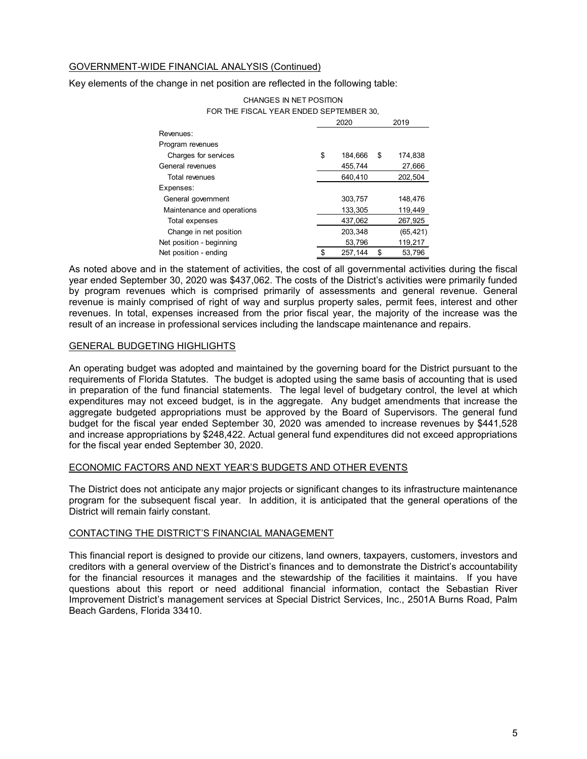## GOVERNMENT-WIDE FINANCIAL ANALYSIS (Continued)

Key elements of the change in net position are reflected in the following table:

CHANGES IN NET POSITION
FOR THE FISCAL YEAR ENDED SEPTEMBER 30,

| | 2020 | 2019 |
|---|---|---|
| Revenues: | | |
| Program revenues | | |
| Charges for services | $ 184,666 | $ 174,838 |
| General revenues | 455,744 | 27,666 |
| Total revenues | 640,410 | 202,504 |
| Expenses: | | |
| General government | 303,757 | 148,476 |
| Maintenance and operations | 133,305 | 119,449 |
| Total expenses | 437,062 | 267,925 |
| Change in net position | 203,348 | (65,421) |
| Net position - beginning | 53,796 | 119,217 |
| Net position - ending | $ 257,144 | $ 53,796 |

As noted above and in the statement of activities, the cost of all governmental activities during the fiscal year ended September 30, 2020 was $437,062. The costs of the District's activities were primarily funded by program revenues which is comprised primarily of assessments and general revenue. General revenue is mainly comprised of right of way and surplus property sales, permit fees, interest and other revenues. In total, expenses increased from the prior fiscal year, the majority of the increase was the result of an increase in professional services including the landscape maintenance and repairs.

## GENERAL BUDGETING HIGHLIGHTS

An operating budget was adopted and maintained by the governing board for the District pursuant to the requirements of Florida Statutes. The budget is adopted using the same basis of accounting that is used in preparation of the fund financial statements. The legal level of budgetary control, the level at which expenditures may not exceed budget, is in the aggregate. Any budget amendments that increase the aggregate budgeted appropriations must be approved by the Board of Supervisors. The general fund budget for the fiscal year ended September 30, 2020 was amended to increase revenues by $441,528 and increase appropriations by $248,422. Actual general fund expenditures did not exceed appropriations for the fiscal year ended September 30, 2020.

## ECONOMIC FACTORS AND NEXT YEAR'S BUDGETS AND OTHER EVENTS

The District does not anticipate any major projects or significant changes to its infrastructure maintenance program for the subsequent fiscal year. In addition, it is anticipated that the general operations of the District will remain fairly constant.

## CONTACTING THE DISTRICT'S FINANCIAL MANAGEMENT

This financial report is designed to provide our citizens, land owners, taxpayers, customers, investors and creditors with a general overview of the District's finances and to demonstrate the District's accountability for the financial resources it manages and the stewardship of the facilities it maintains. If you have questions about this report or need additional financial information, contact the Sebastian River Improvement District's management services at Special District Services, Inc., 2501A Burns Road, Palm Beach Gardens, Florida 33410.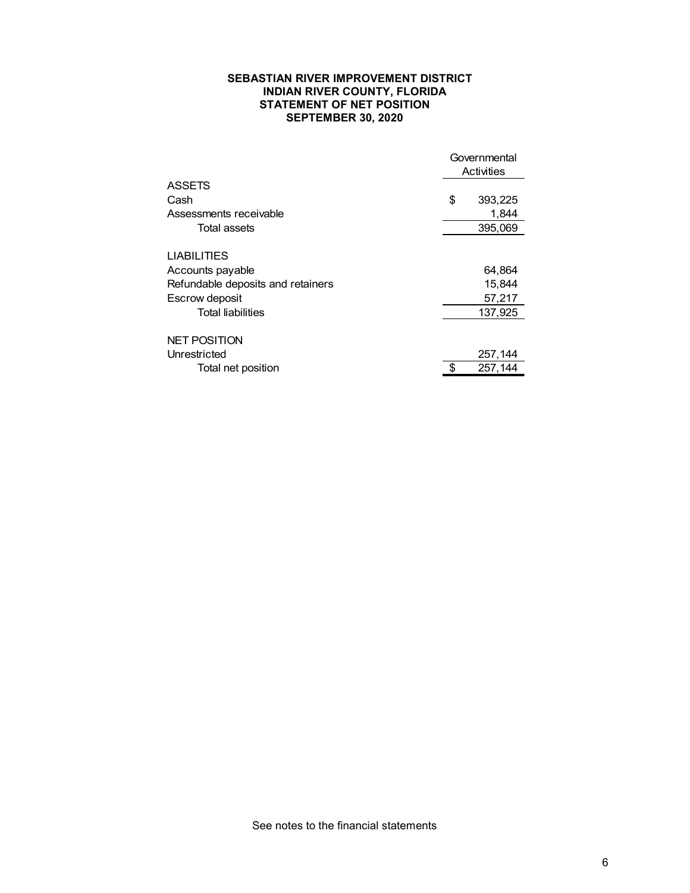**SEBASTIAN RIVER IMPROVEMENT DISTRICT**
**INDIAN RIVER COUNTY, FLORIDA**
**STATEMENT OF NET POSITION**
**SEPTEMBER 30, 2020**

| | Governmental Activities |
|---|---|
| ASSETS | |
| Cash | $ 393,225 |
| Assessments receivable | 1,844 |
| Total assets | 395,069 |
| | |
| LIABILITIES | |
| Accounts payable | 64,864 |
| Refundable deposits and retainers | 15,844 |
| Escrow deposit | 57,217 |
| Total liabilities | 137,925 |
| | |
| NET POSITION | |
| Unrestricted | 257,144 |
| Total net position | $ 257,144 |

See notes to the financial statements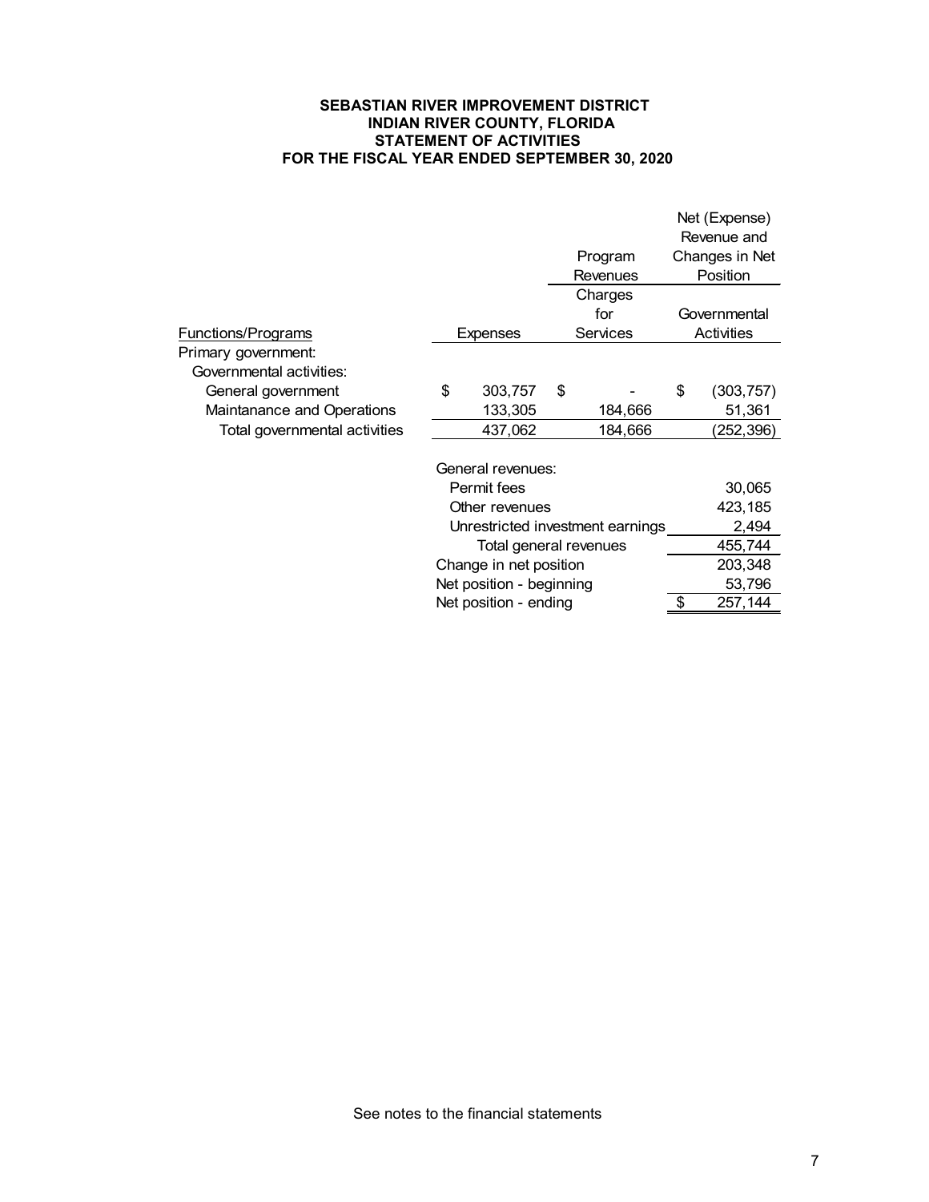**SEBASTIAN RIVER IMPROVEMENT DISTRICT**
**INDIAN RIVER COUNTY, FLORIDA**
**STATEMENT OF ACTIVITIES**
**FOR THE FISCAL YEAR ENDED SEPTEMBER 30, 2020**

| | | Program Revenues | Net (Expense) Revenue and Changes in Net Position |
|---|---|---|---|
| Functions/Programs | Expenses | Charges for Services | Governmental Activities |
| Primary government: | | | |
| Governmental activities: | | | |
| General government | $ 303,757 | $ - | $ (303,757) |
| Maintanance and Operations | 133,305 | 184,666 | 51,361 |
| Total governmental activities | 437,062 | 184,666 | (252,396) |
| | General revenues: | | |
| | Permit fees | | 30,065 |
| | Other revenues | | 423,185 |
| | Unrestricted investment earnings | | 2,494 |
| | Total general revenues | | 455,744 |
| | Change in net position | | 203,348 |
| | Net position - beginning | | 53,796 |
| | Net position - ending | | $ 257,144 |

See notes to the financial statements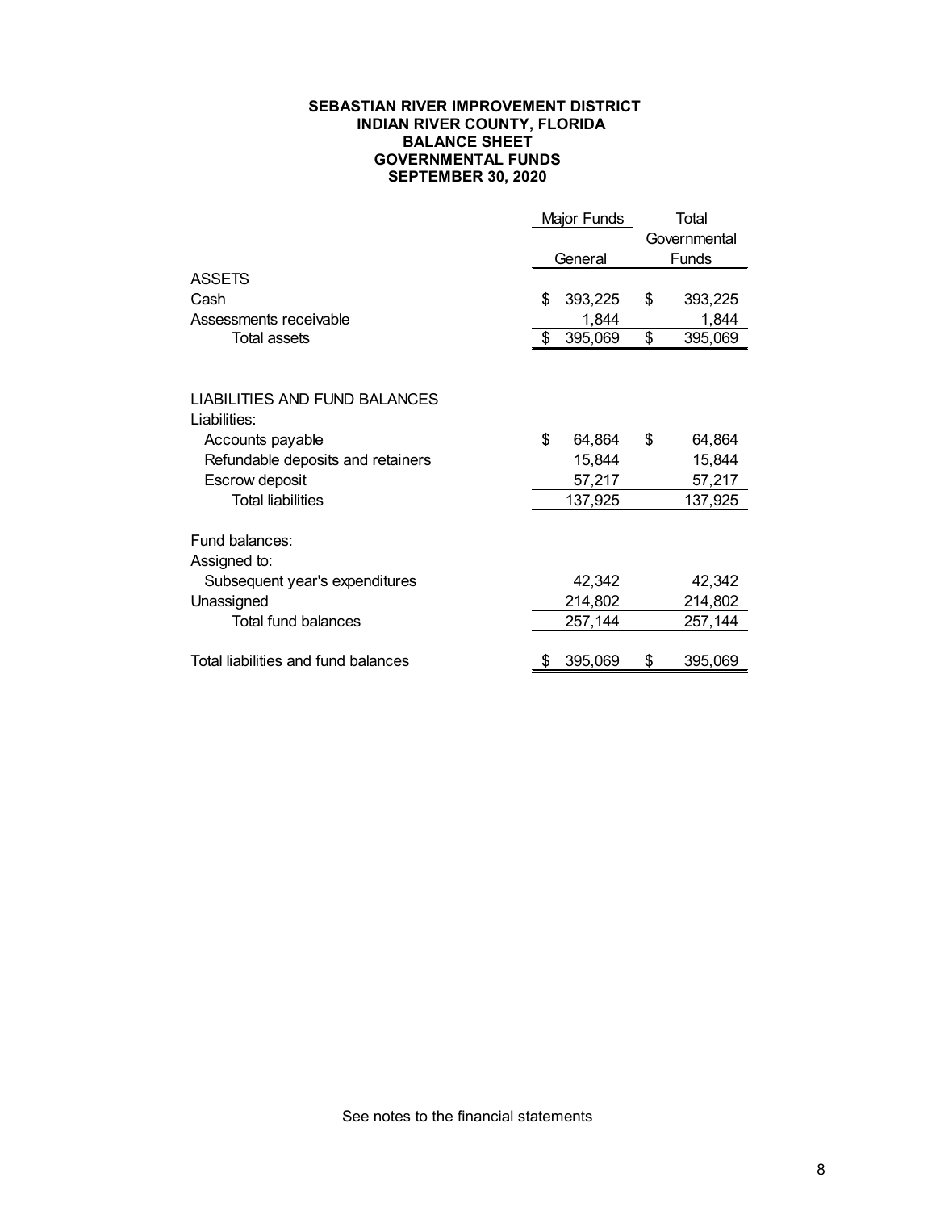**SEBASTIAN RIVER IMPROVEMENT DISTRICT**
**INDIAN RIVER COUNTY, FLORIDA**
**BALANCE SHEET**
**GOVERNMENTAL FUNDS**
**SEPTEMBER 30, 2020**

| | Major Funds | Total |
|---|---|---|
| | General | Governmental Funds |
| **ASSETS** | | |
| Cash | $ 393,225 | $ 393,225 |
| Assessments receivable | 1,844 | 1,844 |
| Total assets | $ 395,069 | $ 395,069 |
| | | |
| **LIABILITIES AND FUND BALANCES** | | |
| Liabilities: | | |
| Accounts payable | $ 64,864 | $ 64,864 |
| Refundable deposits and retainers | 15,844 | 15,844 |
| Escrow deposit | 57,217 | 57,217 |
| Total liabilities | 137,925 | 137,925 |
| | | |
| Fund balances: | | |
| Assigned to: | | |
| Subsequent year's expenditures | 42,342 | 42,342 |
| Unassigned | 214,802 | 214,802 |
| Total fund balances | 257,144 | 257,144 |
| | | |
| Total liabilities and fund balances | $ 395,069 | $ 395,069 |

See notes to the financial statements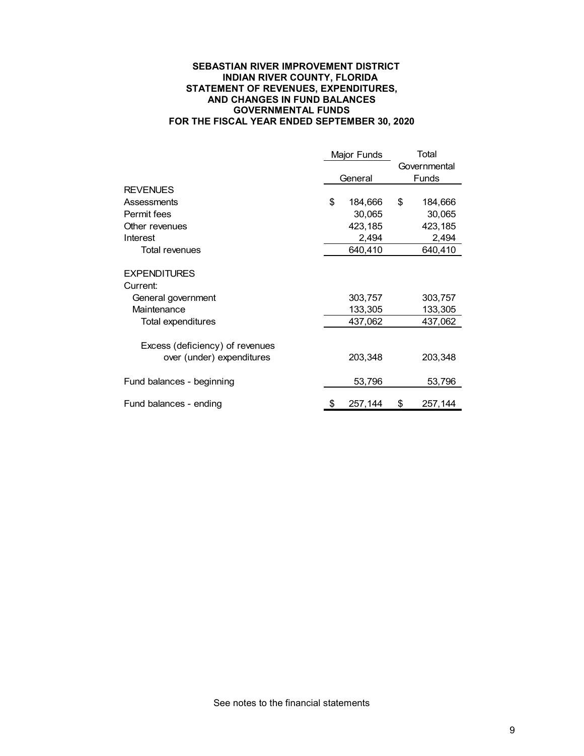# SEBASTIAN RIVER IMPROVEMENT DISTRICT
## INDIAN RIVER COUNTY, FLORIDA
## STATEMENT OF REVENUES, EXPENDITURES, AND CHANGES IN FUND BALANCES
## GOVERNMENTAL FUNDS
## FOR THE FISCAL YEAR ENDED SEPTEMBER 30, 2020

| | Major Funds | Total |
|---|---|---|
| | General | Governmental Funds |
| **REVENUES** | | |
| Assessments | $ 184,666 | $ 184,666 |
| Permit fees | 30,065 | 30,065 |
| Other revenues | 423,185 | 423,185 |
| Interest | 2,494 | 2,494 |
| Total revenues | 640,410 | 640,410 |
| | | |
| **EXPENDITURES** | | |
| Current: | | |
| General government | 303,757 | 303,757 |
| Maintenance | 133,305 | 133,305 |
| Total expenditures | 437,062 | 437,062 |
| | | |
| Excess (deficiency) of revenues over (under) expenditures | 203,348 | 203,348 |
| | | |
| Fund balances - beginning | 53,796 | 53,796 |
| | | |
| Fund balances - ending | $ 257,144 | $ 257,144 |

See notes to the financial statements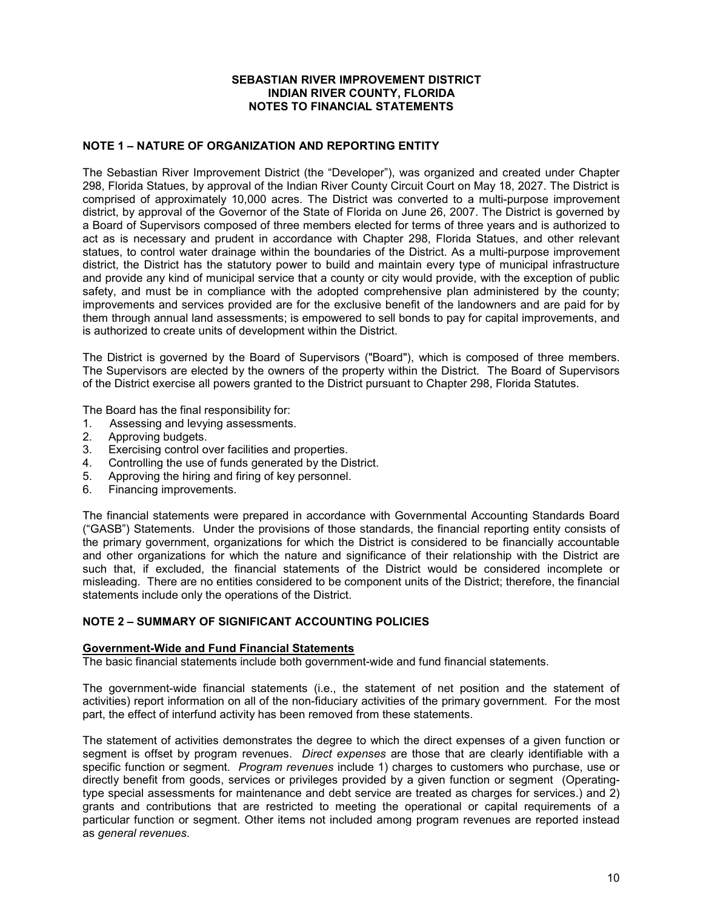**SEBASTIAN RIVER IMPROVEMENT DISTRICT**
**INDIAN RIVER COUNTY, FLORIDA**
**NOTES TO FINANCIAL STATEMENTS**

## NOTE 1 – NATURE OF ORGANIZATION AND REPORTING ENTITY

The Sebastian River Improvement District (the "Developer"), was organized and created under Chapter 298, Florida Statues, by approval of the Indian River County Circuit Court on May 18, 2027. The District is comprised of approximately 10,000 acres. The District was converted to a multi-purpose improvement district, by approval of the Governor of the State of Florida on June 26, 2007. The District is governed by a Board of Supervisors composed of three members elected for terms of three years and is authorized to act as is necessary and prudent in accordance with Chapter 298, Florida Statues, and other relevant statues, to control water drainage within the boundaries of the District. As a multi-purpose improvement district, the District has the statutory power to build and maintain every type of municipal infrastructure and provide any kind of municipal service that a county or city would provide, with the exception of public safety, and must be in compliance with the adopted comprehensive plan administered by the county; improvements and services provided are for the exclusive benefit of the landowners and are paid for by them through annual land assessments; is empowered to sell bonds to pay for capital improvements, and is authorized to create units of development within the District.

The District is governed by the Board of Supervisors ("Board"), which is composed of three members. The Supervisors are elected by the owners of the property within the District. The Board of Supervisors of the District exercise all powers granted to the District pursuant to Chapter 298, Florida Statutes.

The Board has the final responsibility for:

1. Assessing and levying assessments.
2. Approving budgets.
3. Exercising control over facilities and properties.
4. Controlling the use of funds generated by the District.
5. Approving the hiring and firing of key personnel.
6. Financing improvements.

The financial statements were prepared in accordance with Governmental Accounting Standards Board ("GASB") Statements. Under the provisions of those standards, the financial reporting entity consists of the primary government, organizations for which the District is considered to be financially accountable and other organizations for which the nature and significance of their relationship with the District are such that, if excluded, the financial statements of the District would be considered incomplete or misleading. There are no entities considered to be component units of the District; therefore, the financial statements include only the operations of the District.

## NOTE 2 – SUMMARY OF SIGNIFICANT ACCOUNTING POLICIES

### Government-Wide and Fund Financial Statements

The basic financial statements include both government-wide and fund financial statements.

The government-wide financial statements (i.e., the statement of net position and the statement of activities) report information on all of the non-fiduciary activities of the primary government. For the most part, the effect of interfund activity has been removed from these statements.

The statement of activities demonstrates the degree to which the direct expenses of a given function or segment is offset by program revenues. *Direct expenses* are those that are clearly identifiable with a specific function or segment. *Program revenues* include 1) charges to customers who purchase, use or directly benefit from goods, services or privileges provided by a given function or segment (Operating-type special assessments for maintenance and debt service are treated as charges for services.) and 2) grants and contributions that are restricted to meeting the operational or capital requirements of a particular function or segment. Other items not included among program revenues are reported instead as *general revenues*.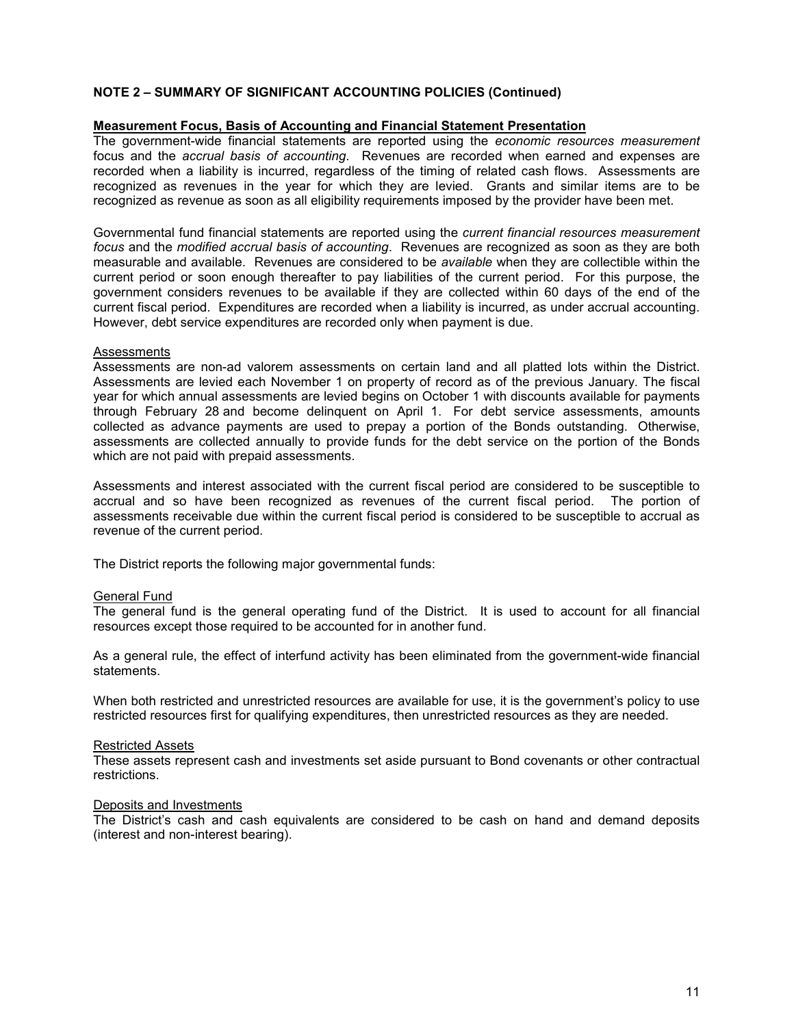**NOTE 2 – SUMMARY OF SIGNIFICANT ACCOUNTING POLICIES (Continued)**

**Measurement Focus, Basis of Accounting and Financial Statement Presentation**

The government-wide financial statements are reported using the *economic resources measurement* focus and the *accrual basis of accounting*. Revenues are recorded when earned and expenses are recorded when a liability is incurred, regardless of the timing of related cash flows. Assessments are recognized as revenues in the year for which they are levied. Grants and similar items are to be recognized as revenue as soon as all eligibility requirements imposed by the provider have been met.

Governmental fund financial statements are reported using the *current financial resources measurement focus* and the *modified accrual basis of accounting*. Revenues are recognized as soon as they are both measurable and available. Revenues are considered to be *available* when they are collectible within the current period or soon enough thereafter to pay liabilities of the current period. For this purpose, the government considers revenues to be available if they are collected within 60 days of the end of the current fiscal period. Expenditures are recorded when a liability is incurred, as under accrual accounting. However, debt service expenditures are recorded only when payment is due.

Assessments

Assessments are non-ad valorem assessments on certain land and all platted lots within the District. Assessments are levied each November 1 on property of record as of the previous January. The fiscal year for which annual assessments are levied begins on October 1 with discounts available for payments through February 28 and become delinquent on April 1. For debt service assessments, amounts collected as advance payments are used to prepay a portion of the Bonds outstanding. Otherwise, assessments are collected annually to provide funds for the debt service on the portion of the Bonds which are not paid with prepaid assessments.

Assessments and interest associated with the current fiscal period are considered to be susceptible to accrual and so have been recognized as revenues of the current fiscal period. The portion of assessments receivable due within the current fiscal period is considered to be susceptible to accrual as revenue of the current period.

The District reports the following major governmental funds:

General Fund

The general fund is the general operating fund of the District. It is used to account for all financial resources except those required to be accounted for in another fund.

As a general rule, the effect of interfund activity has been eliminated from the government-wide financial statements.

When both restricted and unrestricted resources are available for use, it is the government's policy to use restricted resources first for qualifying expenditures, then unrestricted resources as they are needed.

Restricted Assets

These assets represent cash and investments set aside pursuant to Bond covenants or other contractual restrictions.

Deposits and Investments

The District's cash and cash equivalents are considered to be cash on hand and demand deposits (interest and non-interest bearing).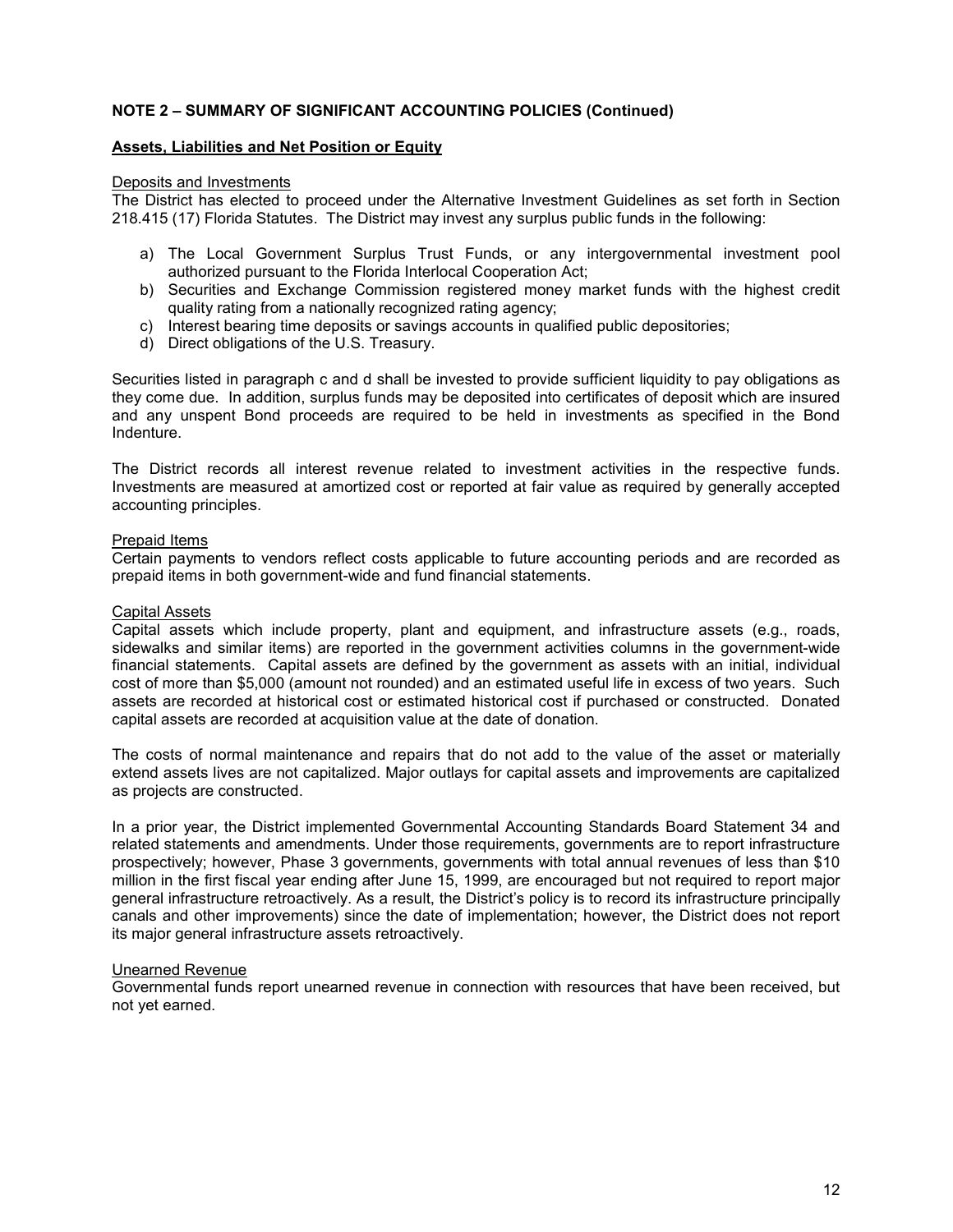**NOTE 2 – SUMMARY OF SIGNIFICANT ACCOUNTING POLICIES (Continued)**

**Assets, Liabilities and Net Position or Equity**

Deposits and Investments

The District has elected to proceed under the Alternative Investment Guidelines as set forth in Section 218.415 (17) Florida Statutes. The District may invest any surplus public funds in the following:

a) The Local Government Surplus Trust Funds, or any intergovernmental investment pool authorized pursuant to the Florida Interlocal Cooperation Act;
b) Securities and Exchange Commission registered money market funds with the highest credit quality rating from a nationally recognized rating agency;
c) Interest bearing time deposits or savings accounts in qualified public depositories;
d) Direct obligations of the U.S. Treasury.

Securities listed in paragraph c and d shall be invested to provide sufficient liquidity to pay obligations as they come due. In addition, surplus funds may be deposited into certificates of deposit which are insured and any unspent Bond proceeds are required to be held in investments as specified in the Bond Indenture.

The District records all interest revenue related to investment activities in the respective funds. Investments are measured at amortized cost or reported at fair value as required by generally accepted accounting principles.

Prepaid Items

Certain payments to vendors reflect costs applicable to future accounting periods and are recorded as prepaid items in both government-wide and fund financial statements.

Capital Assets

Capital assets which include property, plant and equipment, and infrastructure assets (e.g., roads, sidewalks and similar items) are reported in the government activities columns in the government-wide financial statements. Capital assets are defined by the government as assets with an initial, individual cost of more than $5,000 (amount not rounded) and an estimated useful life in excess of two years. Such assets are recorded at historical cost or estimated historical cost if purchased or constructed. Donated capital assets are recorded at acquisition value at the date of donation.

The costs of normal maintenance and repairs that do not add to the value of the asset or materially extend assets lives are not capitalized. Major outlays for capital assets and improvements are capitalized as projects are constructed.

In a prior year, the District implemented Governmental Accounting Standards Board Statement 34 and related statements and amendments. Under those requirements, governments are to report infrastructure prospectively; however, Phase 3 governments, governments with total annual revenues of less than $10 million in the first fiscal year ending after June 15, 1999, are encouraged but not required to report major general infrastructure retroactively. As a result, the District's policy is to record its infrastructure principally canals and other improvements) since the date of implementation; however, the District does not report its major general infrastructure assets retroactively.

Unearned Revenue

Governmental funds report unearned revenue in connection with resources that have been received, but not yet earned.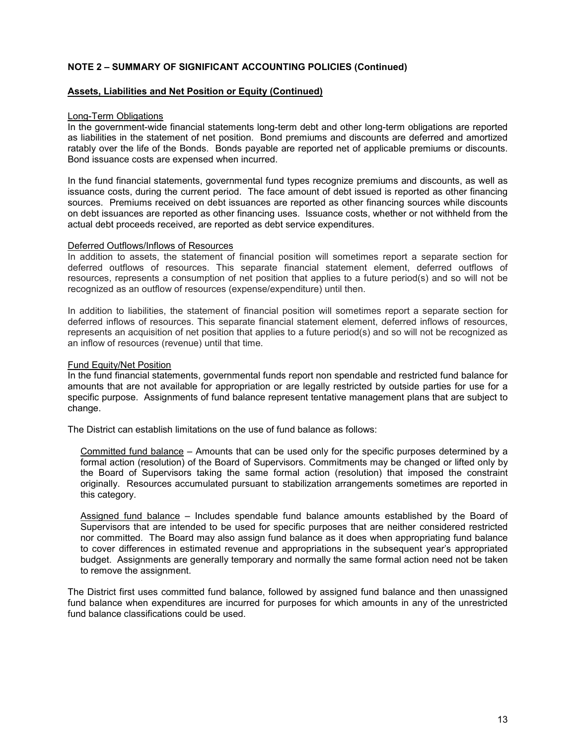## NOTE 2 – SUMMARY OF SIGNIFICANT ACCOUNTING POLICIES (Continued)

### Assets, Liabilities and Net Position or Equity (Continued)

Long-Term Obligations

In the government-wide financial statements long-term debt and other long-term obligations are reported as liabilities in the statement of net position. Bond premiums and discounts are deferred and amortized ratably over the life of the Bonds. Bonds payable are reported net of applicable premiums or discounts. Bond issuance costs are expensed when incurred.

In the fund financial statements, governmental fund types recognize premiums and discounts, as well as issuance costs, during the current period. The face amount of debt issued is reported as other financing sources. Premiums received on debt issuances are reported as other financing sources while discounts on debt issuances are reported as other financing uses. Issuance costs, whether or not withheld from the actual debt proceeds received, are reported as debt service expenditures.

Deferred Outflows/Inflows of Resources

In addition to assets, the statement of financial position will sometimes report a separate section for deferred outflows of resources. This separate financial statement element, deferred outflows of resources, represents a consumption of net position that applies to a future period(s) and so will not be recognized as an outflow of resources (expense/expenditure) until then.

In addition to liabilities, the statement of financial position will sometimes report a separate section for deferred inflows of resources. This separate financial statement element, deferred inflows of resources, represents an acquisition of net position that applies to a future period(s) and so will not be recognized as an inflow of resources (revenue) until that time.

Fund Equity/Net Position

In the fund financial statements, governmental funds report non spendable and restricted fund balance for amounts that are not available for appropriation or are legally restricted by outside parties for use for a specific purpose. Assignments of fund balance represent tentative management plans that are subject to change.

The District can establish limitations on the use of fund balance as follows:

Committed fund balance – Amounts that can be used only for the specific purposes determined by a formal action (resolution) of the Board of Supervisors. Commitments may be changed or lifted only by the Board of Supervisors taking the same formal action (resolution) that imposed the constraint originally. Resources accumulated pursuant to stabilization arrangements sometimes are reported in this category.

Assigned fund balance – Includes spendable fund balance amounts established by the Board of Supervisors that are intended to be used for specific purposes that are neither considered restricted nor committed. The Board may also assign fund balance as it does when appropriating fund balance to cover differences in estimated revenue and appropriations in the subsequent year's appropriated budget. Assignments are generally temporary and normally the same formal action need not be taken to remove the assignment.

The District first uses committed fund balance, followed by assigned fund balance and then unassigned fund balance when expenditures are incurred for purposes for which amounts in any of the unrestricted fund balance classifications could be used.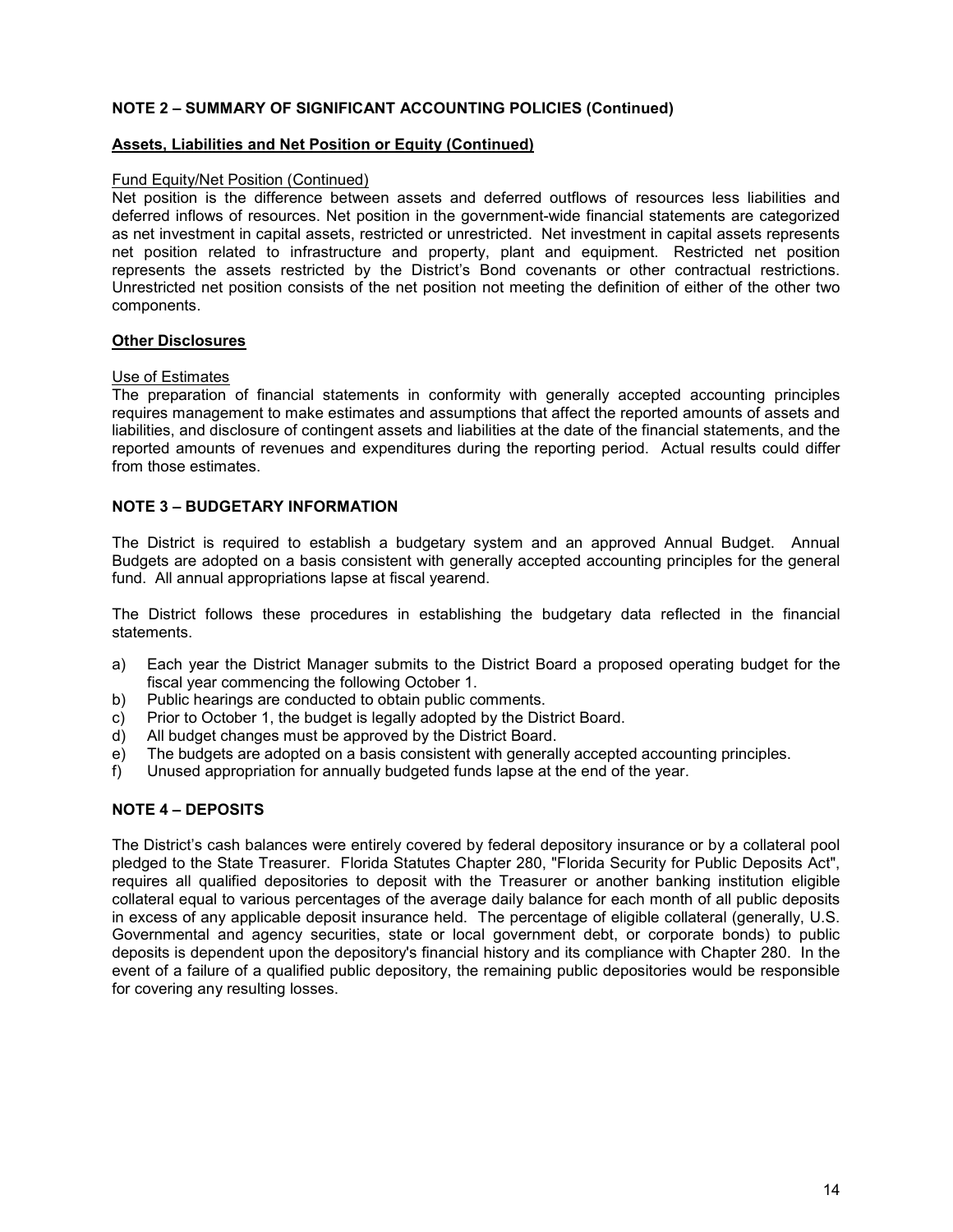## NOTE 2 – SUMMARY OF SIGNIFICANT ACCOUNTING POLICIES (Continued)

### Assets, Liabilities and Net Position or Equity (Continued)

Fund Equity/Net Position (Continued)

Net position is the difference between assets and deferred outflows of resources less liabilities and deferred inflows of resources. Net position in the government-wide financial statements are categorized as net investment in capital assets, restricted or unrestricted. Net investment in capital assets represents net position related to infrastructure and property, plant and equipment. Restricted net position represents the assets restricted by the District's Bond covenants or other contractual restrictions. Unrestricted net position consists of the net position not meeting the definition of either of the other two components.

### Other Disclosures

Use of Estimates

The preparation of financial statements in conformity with generally accepted accounting principles requires management to make estimates and assumptions that affect the reported amounts of assets and liabilities, and disclosure of contingent assets and liabilities at the date of the financial statements, and the reported amounts of revenues and expenditures during the reporting period. Actual results could differ from those estimates.

## NOTE 3 – BUDGETARY INFORMATION

The District is required to establish a budgetary system and an approved Annual Budget. Annual Budgets are adopted on a basis consistent with generally accepted accounting principles for the general fund. All annual appropriations lapse at fiscal yearend.

The District follows these procedures in establishing the budgetary data reflected in the financial statements.

a) Each year the District Manager submits to the District Board a proposed operating budget for the fiscal year commencing the following October 1.
b) Public hearings are conducted to obtain public comments.
c) Prior to October 1, the budget is legally adopted by the District Board.
d) All budget changes must be approved by the District Board.
e) The budgets are adopted on a basis consistent with generally accepted accounting principles.
f) Unused appropriation for annually budgeted funds lapse at the end of the year.

## NOTE 4 – DEPOSITS

The District's cash balances were entirely covered by federal depository insurance or by a collateral pool pledged to the State Treasurer. Florida Statutes Chapter 280, "Florida Security for Public Deposits Act", requires all qualified depositories to deposit with the Treasurer or another banking institution eligible collateral equal to various percentages of the average daily balance for each month of all public deposits in excess of any applicable deposit insurance held. The percentage of eligible collateral (generally, U.S. Governmental and agency securities, state or local government debt, or corporate bonds) to public deposits is dependent upon the depository's financial history and its compliance with Chapter 280. In the event of a failure of a qualified public depository, the remaining public depositories would be responsible for covering any resulting losses.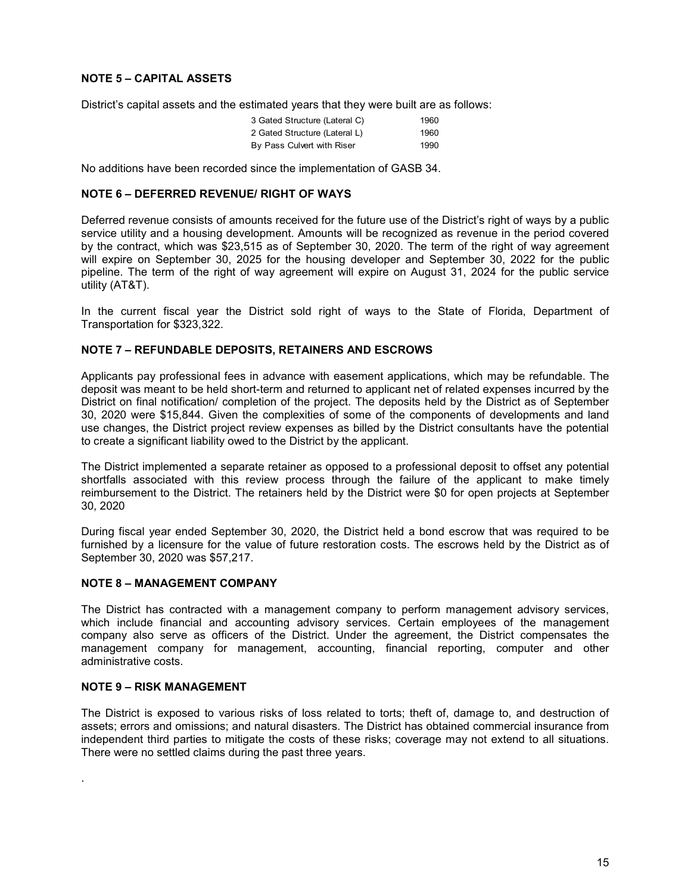**NOTE 5 – CAPITAL ASSETS**

District's capital assets and the estimated years that they were built are as follows:

| | |
|---|---|
| 3 Gated Structure (Lateral C) | 1960 |
| 2 Gated Structure (Lateral L) | 1960 |
| By Pass Culvert with Riser | 1990 |

No additions have been recorded since the implementation of GASB 34.

**NOTE 6 – DEFERRED REVENUE/ RIGHT OF WAYS**

Deferred revenue consists of amounts received for the future use of the District's right of ways by a public service utility and a housing development. Amounts will be recognized as revenue in the period covered by the contract, which was $23,515 as of September 30, 2020. The term of the right of way agreement will expire on September 30, 2025 for the housing developer and September 30, 2022 for the public pipeline. The term of the right of way agreement will expire on August 31, 2024 for the public service utility (AT&T).

In the current fiscal year the District sold right of ways to the State of Florida, Department of Transportation for $323,322.

**NOTE 7 – REFUNDABLE DEPOSITS, RETAINERS AND ESCROWS**

Applicants pay professional fees in advance with easement applications, which may be refundable. The deposit was meant to be held short-term and returned to applicant net of related expenses incurred by the District on final notification/ completion of the project. The deposits held by the District as of September 30, 2020 were $15,844. Given the complexities of some of the components of developments and land use changes, the District project review expenses as billed by the District consultants have the potential to create a significant liability owed to the District by the applicant.

The District implemented a separate retainer as opposed to a professional deposit to offset any potential shortfalls associated with this review process through the failure of the applicant to make timely reimbursement to the District. The retainers held by the District were $0 for open projects at September 30, 2020

During fiscal year ended September 30, 2020, the District held a bond escrow that was required to be furnished by a licensure for the value of future restoration costs. The escrows held by the District as of September 30, 2020 was $57,217.

**NOTE 8 – MANAGEMENT COMPANY**

The District has contracted with a management company to perform management advisory services, which include financial and accounting advisory services. Certain employees of the management company also serve as officers of the District. Under the agreement, the District compensates the management company for management, accounting, financial reporting, computer and other administrative costs.

**NOTE 9 – RISK MANAGEMENT**

The District is exposed to various risks of loss related to torts; theft of, damage to, and destruction of assets; errors and omissions; and natural disasters. The District has obtained commercial insurance from independent third parties to mitigate the costs of these risks; coverage may not extend to all situations. There were no settled claims during the past three years.

.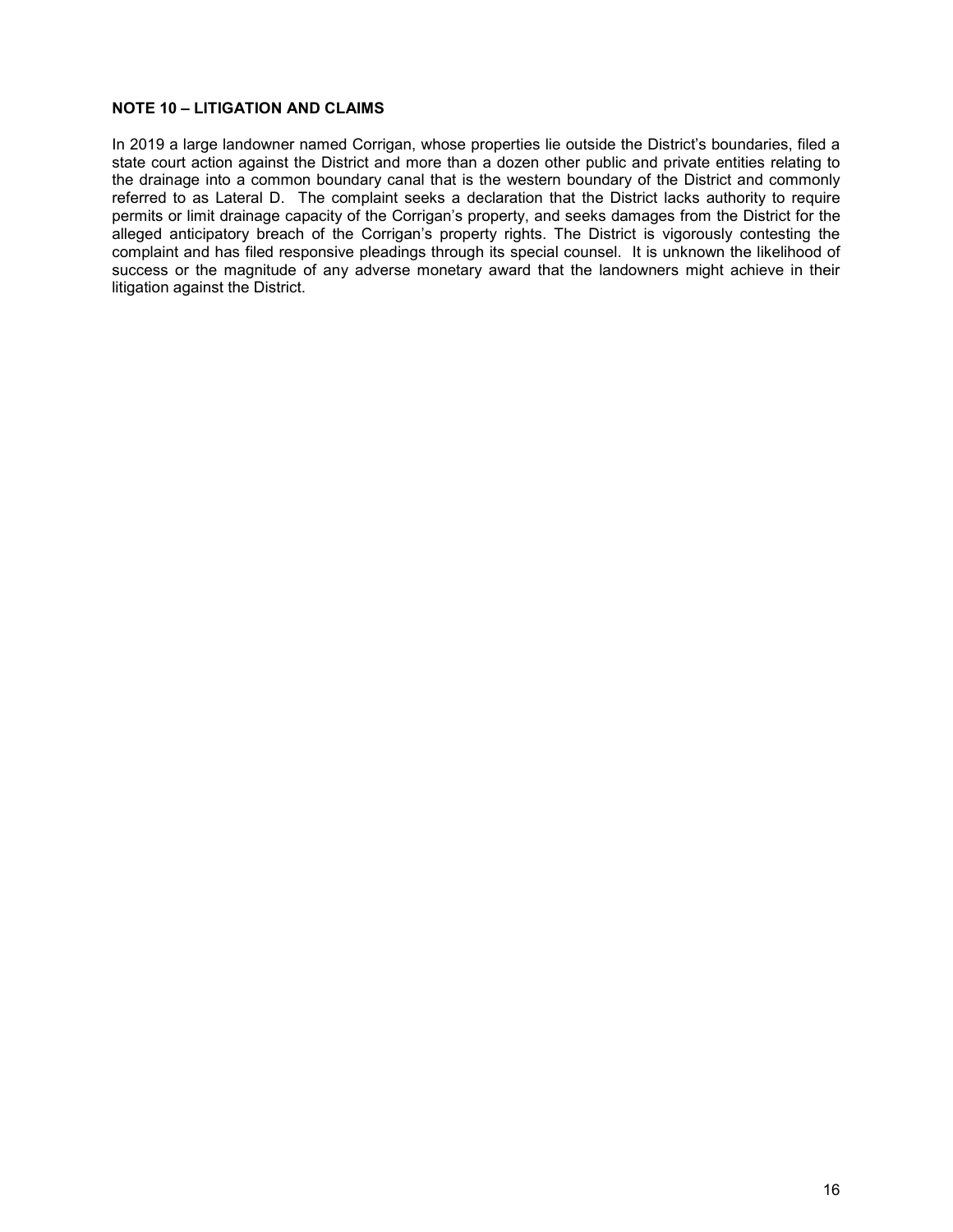**NOTE 10 – LITIGATION AND CLAIMS**

In 2019 a large landowner named Corrigan, whose properties lie outside the District's boundaries, filed a state court action against the District and more than a dozen other public and private entities relating to the drainage into a common boundary canal that is the western boundary of the District and commonly referred to as Lateral D. The complaint seeks a declaration that the District lacks authority to require permits or limit drainage capacity of the Corrigan's property, and seeks damages from the District for the alleged anticipatory breach of the Corrigan's property rights. The District is vigorously contesting the complaint and has filed responsive pleadings through its special counsel. It is unknown the likelihood of success or the magnitude of any adverse monetary award that the landowners might achieve in their litigation against the District.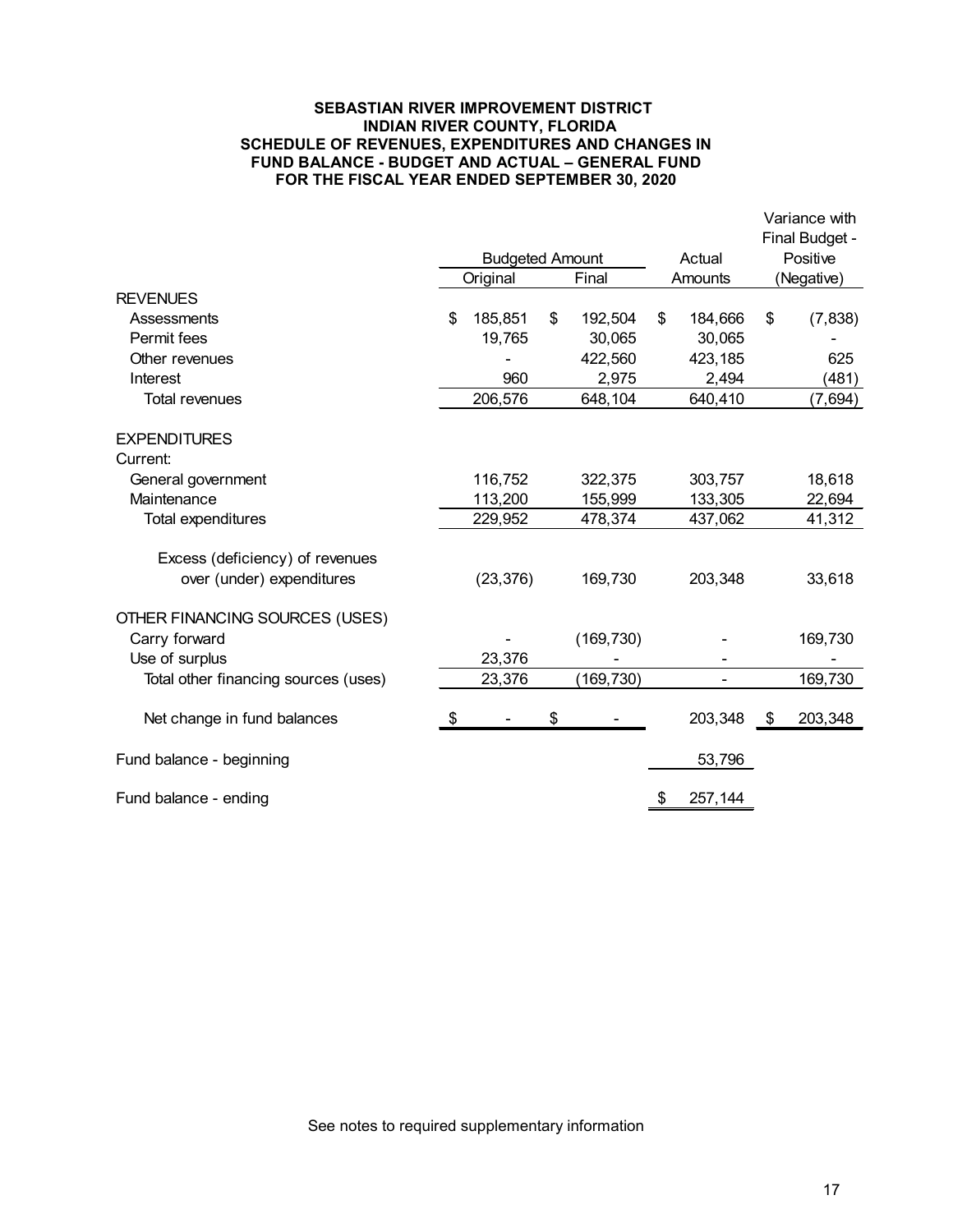**SEBASTIAN RIVER IMPROVEMENT DISTRICT**
**INDIAN RIVER COUNTY, FLORIDA**
**SCHEDULE OF REVENUES, EXPENDITURES AND CHANGES IN FUND BALANCE - BUDGET AND ACTUAL – GENERAL FUND**
**FOR THE FISCAL YEAR ENDED SEPTEMBER 30, 2020**

| | Budgeted Amount | | Actual | Variance with Final Budget - Positive |
|---|---|---|---|---|
| | Original | Final | Amounts | (Negative) |
| **REVENUES** | | | | |
| Assessments | $ 185,851 | $ 192,504 | $ 184,666 | $ (7,838) |
| Permit fees | 19,765 | 30,065 | 30,065 | - |
| Other revenues | - | 422,560 | 423,185 | 625 |
| Interest | 960 | 2,975 | 2,494 | (481) |
| Total revenues | 206,576 | 648,104 | 640,410 | (7,694) |
| **EXPENDITURES** | | | | |
| Current: | | | | |
| General government | 116,752 | 322,375 | 303,757 | 18,618 |
| Maintenance | 113,200 | 155,999 | 133,305 | 22,694 |
| Total expenditures | 229,952 | 478,374 | 437,062 | 41,312 |
| Excess (deficiency) of revenues over (under) expenditures | (23,376) | 169,730 | 203,348 | 33,618 |
| **OTHER FINANCING SOURCES (USES)** | | | | |
| Carry forward | - | (169,730) | - | 169,730 |
| Use of surplus | 23,376 | - | - | - |
| Total other financing sources (uses) | 23,376 | (169,730) | - | 169,730 |
| Net change in fund balances | $ - | $ - | 203,348 | $ 203,348 |
| Fund balance - beginning | | | 53,796 | |
| Fund balance - ending | | | $ 257,144 | |

See notes to required supplementary information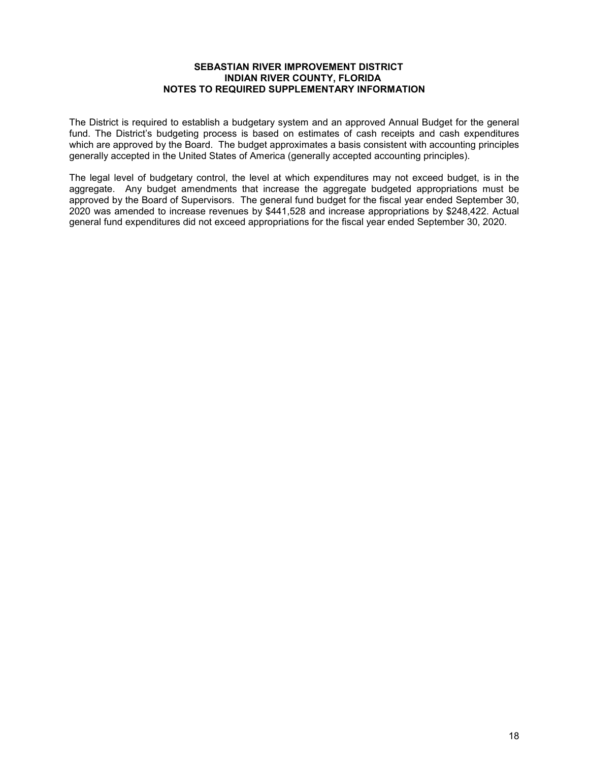**SEBASTIAN RIVER IMPROVEMENT DISTRICT**
**INDIAN RIVER COUNTY, FLORIDA**
**NOTES TO REQUIRED SUPPLEMENTARY INFORMATION**

The District is required to establish a budgetary system and an approved Annual Budget for the general fund. The District's budgeting process is based on estimates of cash receipts and cash expenditures which are approved by the Board. The budget approximates a basis consistent with accounting principles generally accepted in the United States of America (generally accepted accounting principles).

The legal level of budgetary control, the level at which expenditures may not exceed budget, is in the aggregate. Any budget amendments that increase the aggregate budgeted appropriations must be approved by the Board of Supervisors. The general fund budget for the fiscal year ended September 30, 2020 was amended to increase revenues by $441,528 and increase appropriations by $248,422. Actual general fund expenditures did not exceed appropriations for the fiscal year ended September 30, 2020.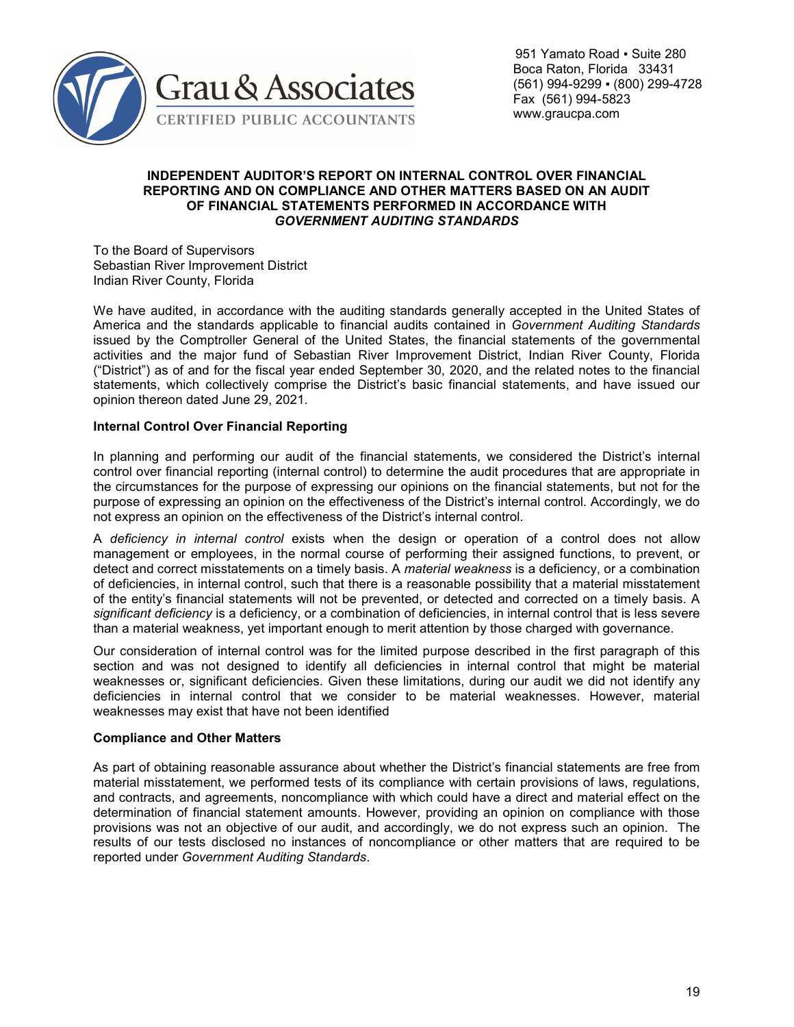Grau & Associates
CERTIFIED PUBLIC ACCOUNTANTS

951 Yamato Road ▪ Suite 280
Boca Raton, Florida 33431
(561) 994-9299 ▪ (800) 299-4728
Fax (561) 994-5823
www.graucpa.com

## INDEPENDENT AUDITOR'S REPORT ON INTERNAL CONTROL OVER FINANCIAL REPORTING AND ON COMPLIANCE AND OTHER MATTERS BASED ON AN AUDIT OF FINANCIAL STATEMENTS PERFORMED IN ACCORDANCE WITH *GOVERNMENT AUDITING STANDARDS*

To the Board of Supervisors
Sebastian River Improvement District
Indian River County, Florida

We have audited, in accordance with the auditing standards generally accepted in the United States of America and the standards applicable to financial audits contained in *Government Auditing Standards* issued by the Comptroller General of the United States, the financial statements of the governmental activities and the major fund of Sebastian River Improvement District, Indian River County, Florida ("District") as of and for the fiscal year ended September 30, 2020, and the related notes to the financial statements, which collectively comprise the District's basic financial statements, and have issued our opinion thereon dated June 29, 2021.

**Internal Control Over Financial Reporting**

In planning and performing our audit of the financial statements, we considered the District's internal control over financial reporting (internal control) to determine the audit procedures that are appropriate in the circumstances for the purpose of expressing our opinions on the financial statements, but not for the purpose of expressing an opinion on the effectiveness of the District's internal control. Accordingly, we do not express an opinion on the effectiveness of the District's internal control.

A *deficiency in internal control* exists when the design or operation of a control does not allow management or employees, in the normal course of performing their assigned functions, to prevent, or detect and correct misstatements on a timely basis. A *material weakness* is a deficiency, or a combination of deficiencies, in internal control, such that there is a reasonable possibility that a material misstatement of the entity's financial statements will not be prevented, or detected and corrected on a timely basis. A *significant deficiency* is a deficiency, or a combination of deficiencies, in internal control that is less severe than a material weakness, yet important enough to merit attention by those charged with governance.

Our consideration of internal control was for the limited purpose described in the first paragraph of this section and was not designed to identify all deficiencies in internal control that might be material weaknesses or, significant deficiencies. Given these limitations, during our audit we did not identify any deficiencies in internal control that we consider to be material weaknesses. However, material weaknesses may exist that have not been identified

**Compliance and Other Matters**

As part of obtaining reasonable assurance about whether the District's financial statements are free from material misstatement, we performed tests of its compliance with certain provisions of laws, regulations, and contracts, and agreements, noncompliance with which could have a direct and material effect on the determination of financial statement amounts. However, providing an opinion on compliance with those provisions was not an objective of our audit, and accordingly, we do not express such an opinion. The results of our tests disclosed no instances of noncompliance or other matters that are required to be reported under *Government Auditing Standards*.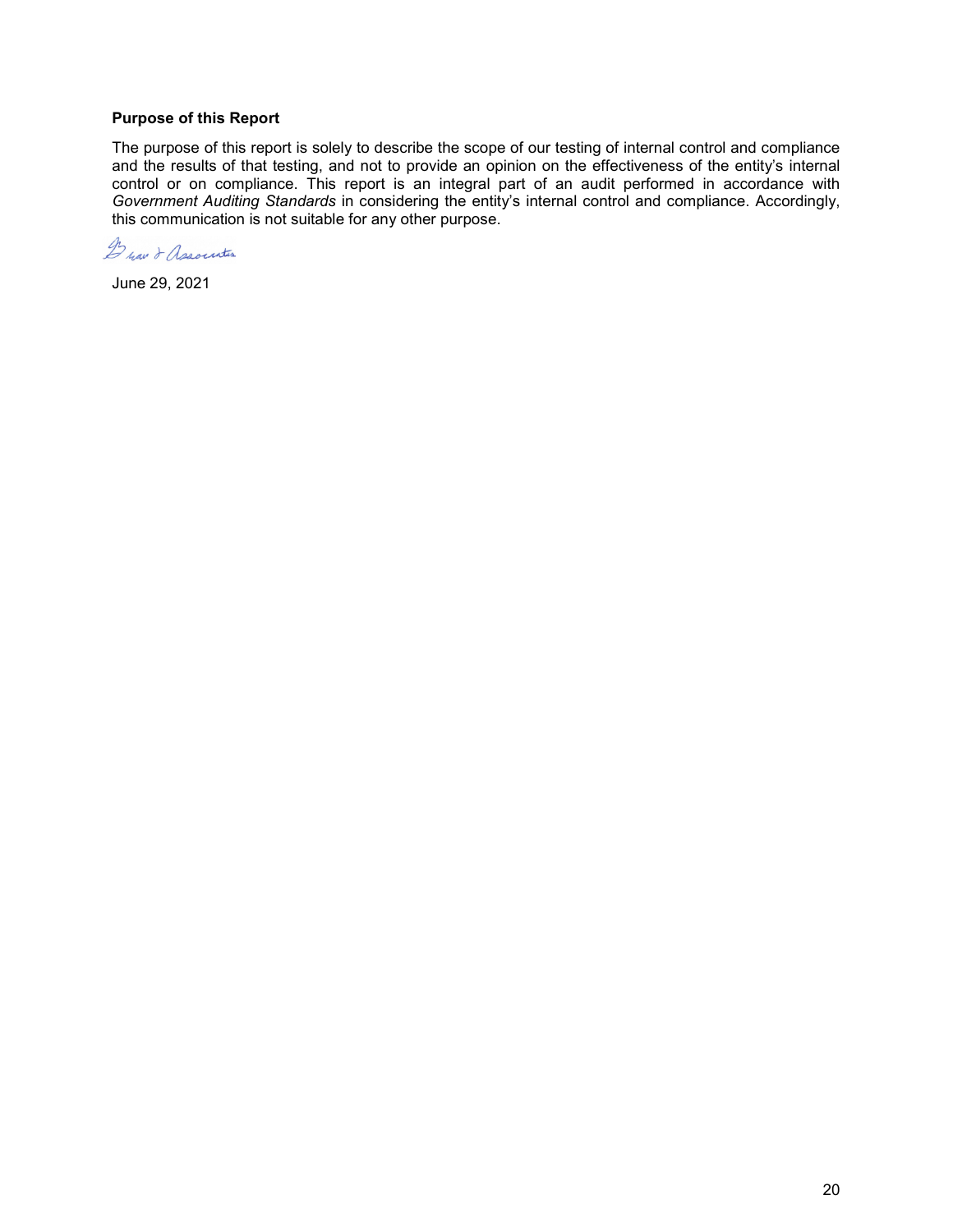**Purpose of this Report**

The purpose of this report is solely to describe the scope of our testing of internal control and compliance and the results of that testing, and not to provide an opinion on the effectiveness of the entity's internal control or on compliance. This report is an integral part of an audit performed in accordance with *Government Auditing Standards* in considering the entity's internal control and compliance. Accordingly, this communication is not suitable for any other purpose.

Brown & Associates

June 29, 2021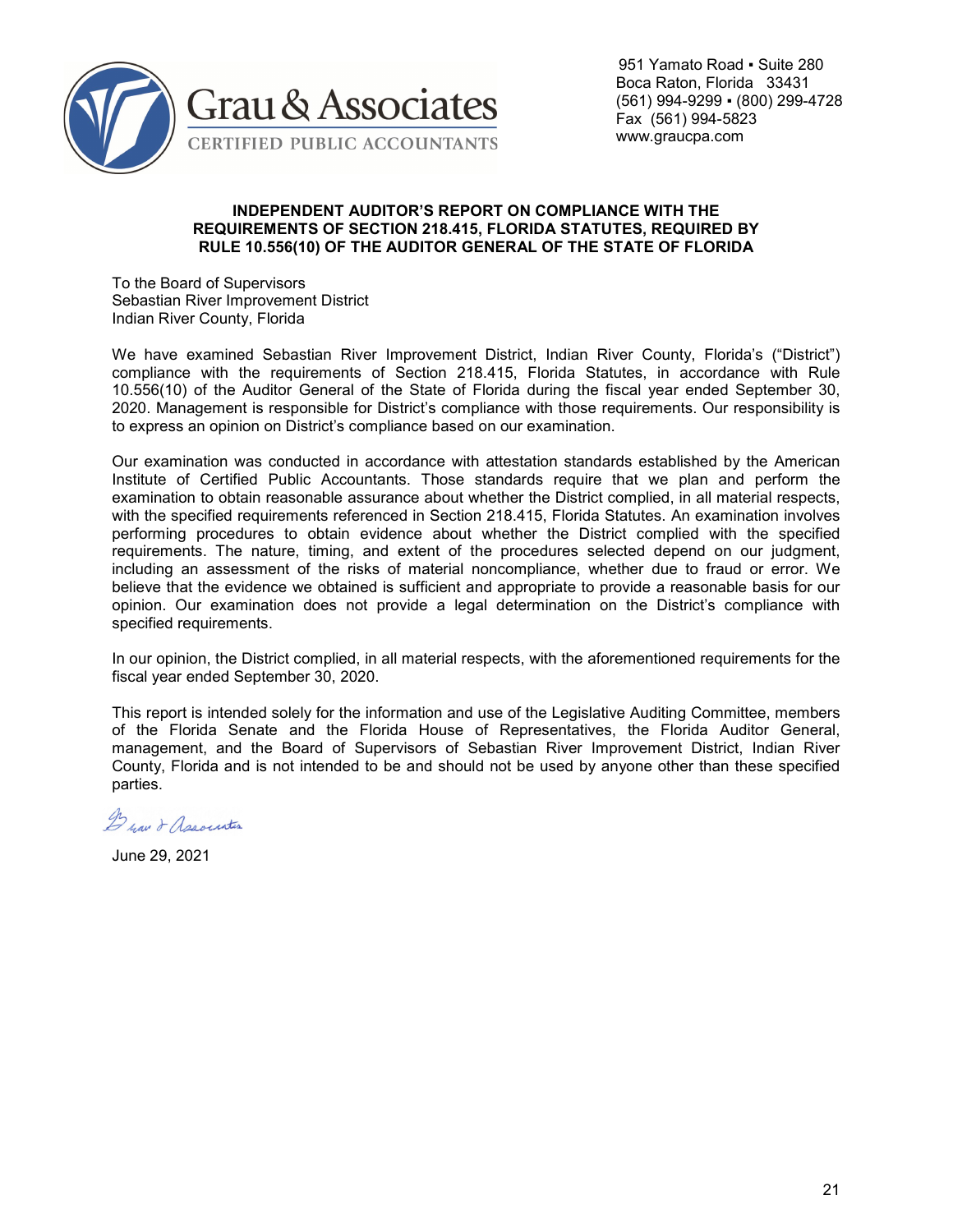Grau & Associates
CERTIFIED PUBLIC ACCOUNTANTS

951 Yamato Road ▪ Suite 280
Boca Raton, Florida 33431
(561) 994-9299 ▪ (800) 299-4728
Fax (561) 994-5823
www.graucpa.com

## INDEPENDENT AUDITOR'S REPORT ON COMPLIANCE WITH THE REQUIREMENTS OF SECTION 218.415, FLORIDA STATUTES, REQUIRED BY RULE 10.556(10) OF THE AUDITOR GENERAL OF THE STATE OF FLORIDA

To the Board of Supervisors
Sebastian River Improvement District
Indian River County, Florida

We have examined Sebastian River Improvement District, Indian River County, Florida's ("District") compliance with the requirements of Section 218.415, Florida Statutes, in accordance with Rule 10.556(10) of the Auditor General of the State of Florida during the fiscal year ended September 30, 2020. Management is responsible for District's compliance with those requirements. Our responsibility is to express an opinion on District's compliance based on our examination.

Our examination was conducted in accordance with attestation standards established by the American Institute of Certified Public Accountants. Those standards require that we plan and perform the examination to obtain reasonable assurance about whether the District complied, in all material respects, with the specified requirements referenced in Section 218.415, Florida Statutes. An examination involves performing procedures to obtain evidence about whether the District complied with the specified requirements. The nature, timing, and extent of the procedures selected depend on our judgment, including an assessment of the risks of material noncompliance, whether due to fraud or error. We believe that the evidence we obtained is sufficient and appropriate to provide a reasonable basis for our opinion. Our examination does not provide a legal determination on the District's compliance with specified requirements.

In our opinion, the District complied, in all material respects, with the aforementioned requirements for the fiscal year ended September 30, 2020.

This report is intended solely for the information and use of the Legislative Auditing Committee, members of the Florida Senate and the Florida House of Representatives, the Florida Auditor General, management, and the Board of Supervisors of Sebastian River Improvement District, Indian River County, Florida and is not intended to be and should not be used by anyone other than these specified parties.

Grau & Associates

June 29, 2021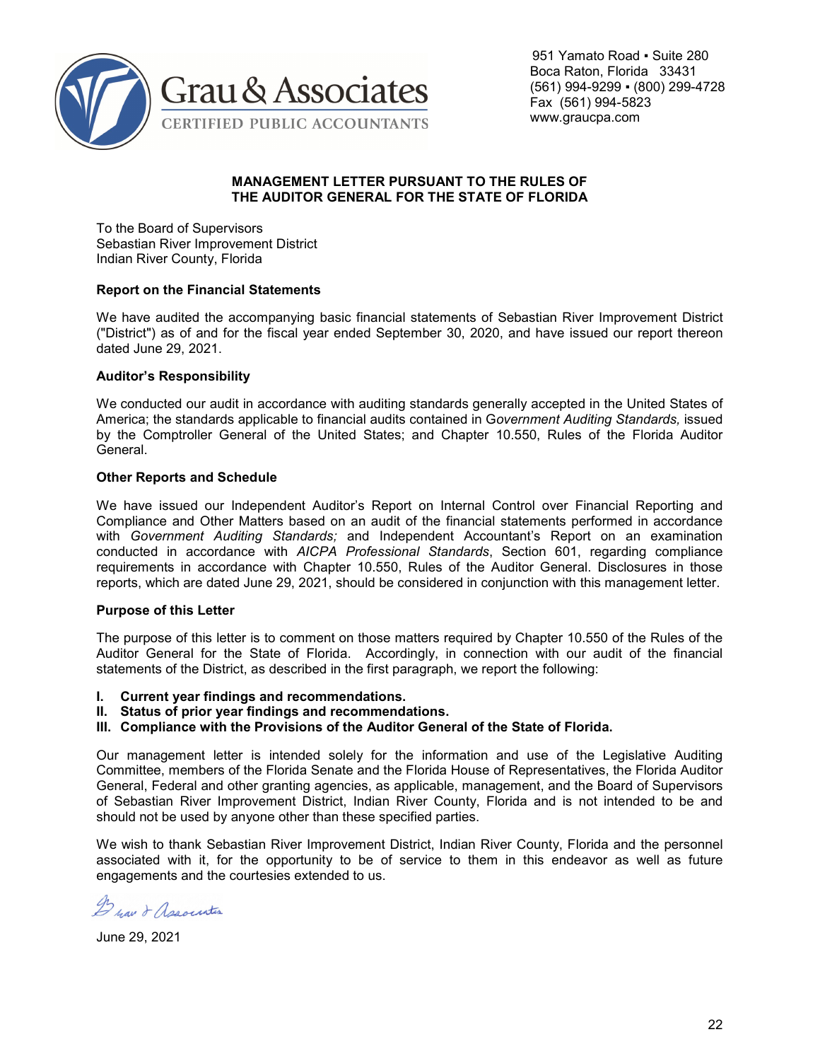Grau & Associates

CERTIFIED PUBLIC ACCOUNTANTS

951 Yamato Road ▪ Suite 280
Boca Raton, Florida 33431
(561) 994-9299 ▪ (800) 299-4728
Fax (561) 994-5823
www.graucpa.com

**MANAGEMENT LETTER PURSUANT TO THE RULES OF THE AUDITOR GENERAL FOR THE STATE OF FLORIDA**

To the Board of Supervisors
Sebastian River Improvement District
Indian River County, Florida

**Report on the Financial Statements**

We have audited the accompanying basic financial statements of Sebastian River Improvement District ("District") as of and for the fiscal year ended September 30, 2020, and have issued our report thereon dated June 29, 2021.

**Auditor's Responsibility**

We conducted our audit in accordance with auditing standards generally accepted in the United States of America; the standards applicable to financial audits contained in G*overnment Auditing Standards,* issued by the Comptroller General of the United States; and Chapter 10.550, Rules of the Florida Auditor General.

**Other Reports and Schedule**

We have issued our Independent Auditor's Report on Internal Control over Financial Reporting and Compliance and Other Matters based on an audit of the financial statements performed in accordance with *Government Auditing Standards;* and Independent Accountant's Report on an examination conducted in accordance with *AICPA Professional Standards*, Section 601, regarding compliance requirements in accordance with Chapter 10.550, Rules of the Auditor General. Disclosures in those reports, which are dated June 29, 2021, should be considered in conjunction with this management letter.

**Purpose of this Letter**

The purpose of this letter is to comment on those matters required by Chapter 10.550 of the Rules of the Auditor General for the State of Florida. Accordingly, in connection with our audit of the financial statements of the District, as described in the first paragraph, we report the following:

**I. Current year findings and recommendations.**
**II. Status of prior year findings and recommendations.**
**III. Compliance with the Provisions of the Auditor General of the State of Florida.**

Our management letter is intended solely for the information and use of the Legislative Auditing Committee, members of the Florida Senate and the Florida House of Representatives, the Florida Auditor General, Federal and other granting agencies, as applicable, management, and the Board of Supervisors of Sebastian River Improvement District, Indian River County, Florida and is not intended to be and should not be used by anyone other than these specified parties.

We wish to thank Sebastian River Improvement District, Indian River County, Florida and the personnel associated with it, for the opportunity to be of service to them in this endeavor as well as future engagements and the courtesies extended to us.

Grau & Associates

June 29, 2021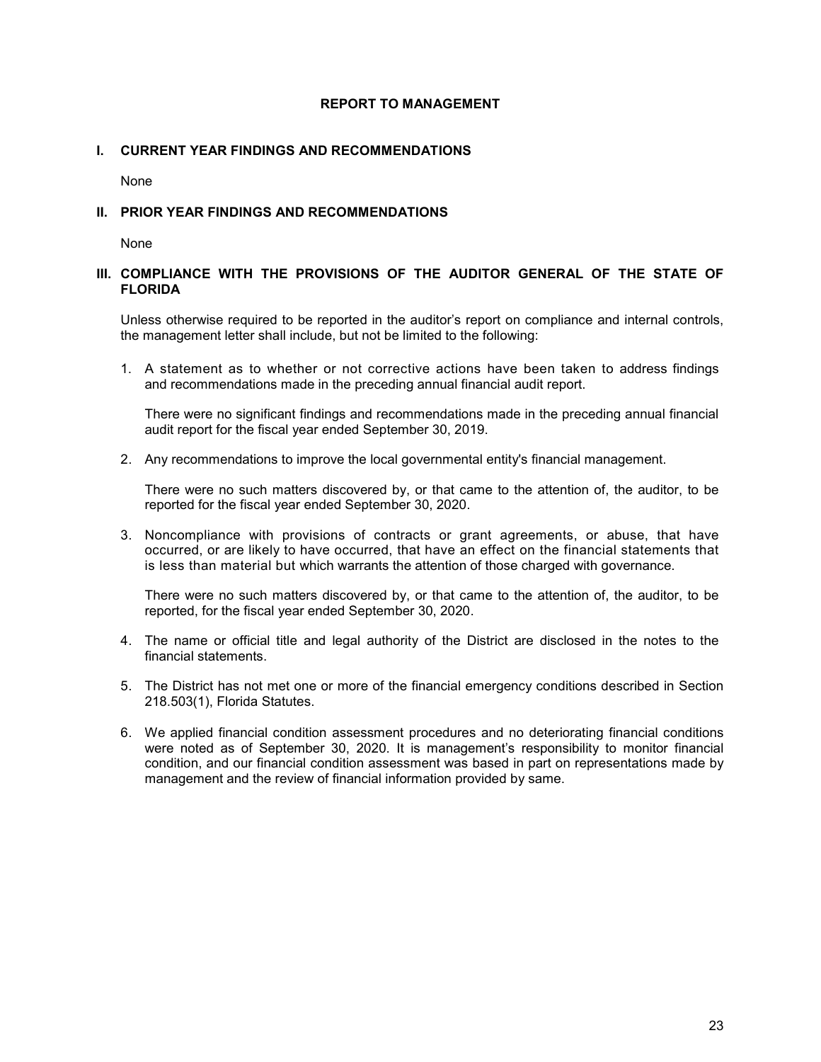# REPORT TO MANAGEMENT

## I. CURRENT YEAR FINDINGS AND RECOMMENDATIONS

None

## II. PRIOR YEAR FINDINGS AND RECOMMENDATIONS

None

## III. COMPLIANCE WITH THE PROVISIONS OF THE AUDITOR GENERAL OF THE STATE OF FLORIDA

Unless otherwise required to be reported in the auditor's report on compliance and internal controls, the management letter shall include, but not be limited to the following:

1. A statement as to whether or not corrective actions have been taken to address findings and recommendations made in the preceding annual financial audit report.

   There were no significant findings and recommendations made in the preceding annual financial audit report for the fiscal year ended September 30, 2019.

2. Any recommendations to improve the local governmental entity's financial management.

   There were no such matters discovered by, or that came to the attention of, the auditor, to be reported for the fiscal year ended September 30, 2020.

3. Noncompliance with provisions of contracts or grant agreements, or abuse, that have occurred, or are likely to have occurred, that have an effect on the financial statements that is less than material but which warrants the attention of those charged with governance.

   There were no such matters discovered by, or that came to the attention of, the auditor, to be reported, for the fiscal year ended September 30, 2020.

4. The name or official title and legal authority of the District are disclosed in the notes to the financial statements.

5. The District has not met one or more of the financial emergency conditions described in Section 218.503(1), Florida Statutes.

6. We applied financial condition assessment procedures and no deteriorating financial conditions were noted as of September 30, 2020. It is management's responsibility to monitor financial condition, and our financial condition assessment was based in part on representations made by management and the review of financial information provided by same.